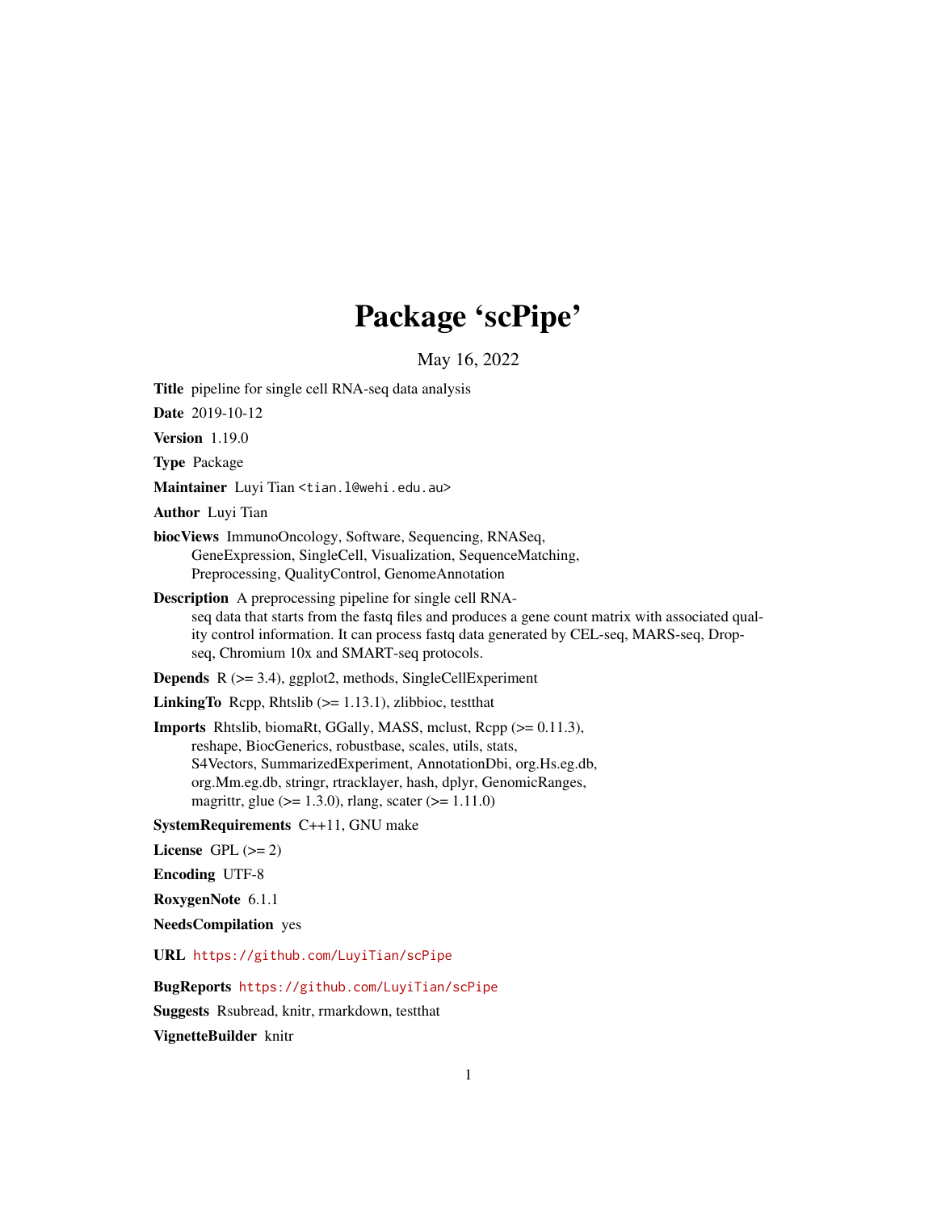# Package 'scPipe'

May 16, 2022

**Title** pipeline for single cell RNA-seq data analysis

**Date** 2019-10-12

**Version** 1.19.0

**Type** Package

**Maintainer** Luyi Tian <tian.l@wehi.edu.au>

**Author** Luyi Tian

**biocViews** ImmunoOncology, Software, Sequencing, RNASeq, GeneExpression, SingleCell, Visualization, SequenceMatching, Preprocessing, QualityControl, GenomeAnnotation

**Description** A preprocessing pipeline for single cell RNA-seq data that starts from the fastq files and produces a gene count matrix with associated quality control information. It can process fastq data generated by CEL-seq, MARS-seq, Drop-seq, Chromium 10x and SMART-seq protocols.

**Depends** R (>= 3.4), ggplot2, methods, SingleCellExperiment

**LinkingTo** Rcpp, Rhtslib (>= 1.13.1), zlibbioc, testthat

**Imports** Rhtslib, biomaRt, GGally, MASS, mclust, Rcpp (>= 0.11.3), reshape, BiocGenerics, robustbase, scales, utils, stats, S4Vectors, SummarizedExperiment, AnnotationDbi, org.Hs.eg.db, org.Mm.eg.db, stringr, rtracklayer, hash, dplyr, GenomicRanges, magrittr, glue (>= 1.3.0), rlang, scater (>= 1.11.0)

**SystemRequirements** C++11, GNU make

**License** GPL (>= 2)

**Encoding** UTF-8

**RoxygenNote** 6.1.1

**NeedsCompilation** yes

**URL** https://github.com/LuyiTian/scPipe

**BugReports** https://github.com/LuyiTian/scPipe

**Suggests** Rsubread, knitr, rmarkdown, testthat

**VignetteBuilder** knitr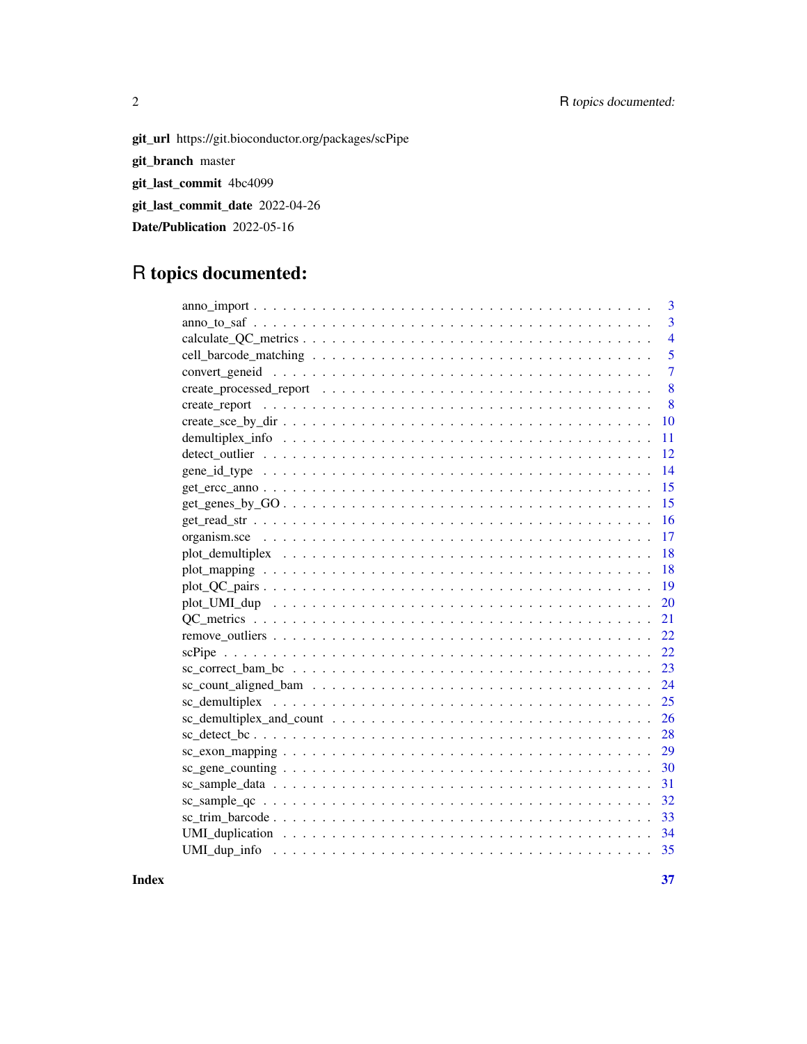**git_url** https://git.bioconductor.org/packages/scPipe

**git_branch** master

**git_last_commit** 4bc4099

**git_last_commit_date** 2022-04-26

**Date/Publication** 2022-05-16

# R topics documented:

| | |
|---|---|
| anno_import | 3 |
| anno_to_saf | 3 |
| calculate_QC_metrics | 4 |
| cell_barcode_matching | 5 |
| convert_geneid | 7 |
| create_processed_report | 8 |
| create_report | 8 |
| create_sce_by_dir | 10 |
| demultiplex_info | 11 |
| detect_outlier | 12 |
| gene_id_type | 14 |
| get_ercc_anno | 15 |
| get_genes_by_GO | 15 |
| get_read_str | 16 |
| organism.sce | 17 |
| plot_demultiplex | 18 |
| plot_mapping | 18 |
| plot_QC_pairs | 19 |
| plot_UMI_dup | 20 |
| QC_metrics | 21 |
| remove_outliers | 22 |
| scPipe | 22 |
| sc_correct_bam_bc | 23 |
| sc_count_aligned_bam | 24 |
| sc_demultiplex | 25 |
| sc_demultiplex_and_count | 26 |
| sc_detect_bc | 28 |
| sc_exon_mapping | 29 |
| sc_gene_counting | 30 |
| sc_sample_data | 31 |
| sc_sample_qc | 32 |
| sc_trim_barcode | 33 |
| UMI_duplication | 34 |
| UMI_dup_info | 35 |

**Index** **37**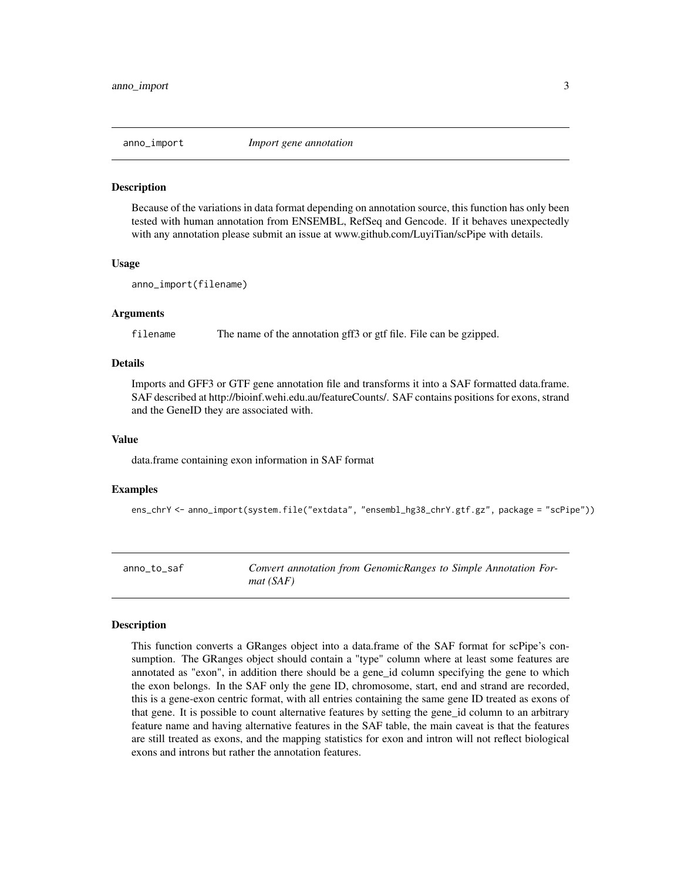## anno_import — *Import gene annotation*

### Description

Because of the variations in data format depending on annotation source, this function has only been tested with human annotation from ENSEMBL, RefSeq and Gencode. If it behaves unexpectedly with any annotation please submit an issue at www.github.com/LuyiTian/scPipe with details.

### Usage

```
anno_import(filename)
```

### Arguments

| | |
|---|---|
| filename | The name of the annotation gff3 or gtf file. File can be gzipped. |

### Details

Imports and GFF3 or GTF gene annotation file and transforms it into a SAF formatted data.frame. SAF described at http://bioinf.wehi.edu.au/featureCounts/. SAF contains positions for exons, strand and the GeneID they are associated with.

### Value

data.frame containing exon information in SAF format

### Examples

```
ens_chrY <- anno_import(system.file("extdata", "ensembl_hg38_chrY.gtf.gz", package = "scPipe"))
```

## anno_to_saf — *Convert annotation from GenomicRanges to Simple Annotation Format (SAF)*

### Description

This function converts a GRanges object into a data.frame of the SAF format for scPipe's consumption. The GRanges object should contain a "type" column where at least some features are annotated as "exon", in addition there should be a gene_id column specifying the gene to which the exon belongs. In the SAF only the gene ID, chromosome, start, end and strand are recorded, this is a gene-exon centric format, with all entries containing the same gene ID treated as exons of that gene. It is possible to count alternative features by setting the gene_id column to an arbitrary feature name and having alternative features in the SAF table, the main caveat is that the features are still treated as exons, and the mapping statistics for exon and intron will not reflect biological exons and introns but rather the annotation features.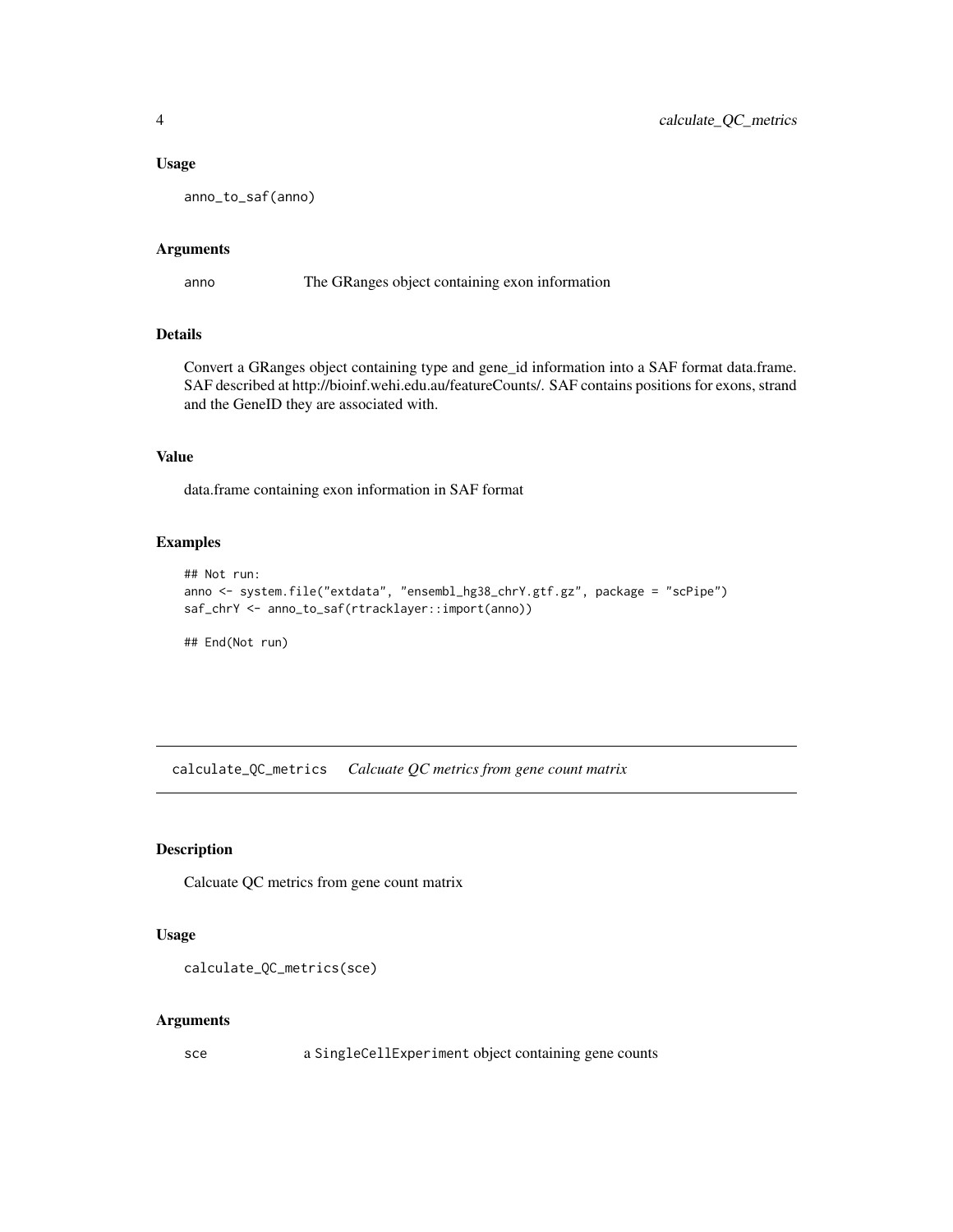### Usage

```
anno_to_saf(anno)
```

### Arguments

| | |
|---|---|
| anno | The GRanges object containing exon information |

### Details

Convert a GRanges object containing type and gene_id information into a SAF format data.frame. SAF described at http://bioinf.wehi.edu.au/featureCounts/. SAF contains positions for exons, strand and the GeneID they are associated with.

### Value

data.frame containing exon information in SAF format

### Examples

```
## Not run:
anno <- system.file("extdata", "ensembl_hg38_chrY.gtf.gz", package = "scPipe")
saf_chrY <- anno_to_saf(rtracklayer::import(anno))

## End(Not run)
```

---

## calculate_QC_metrics *Calcuate QC metrics from gene count matrix*

### Description

Calcuate QC metrics from gene count matrix

### Usage

```
calculate_QC_metrics(sce)
```

### Arguments

| | |
|---|---|
| sce | a SingleCellExperiment object containing gene counts |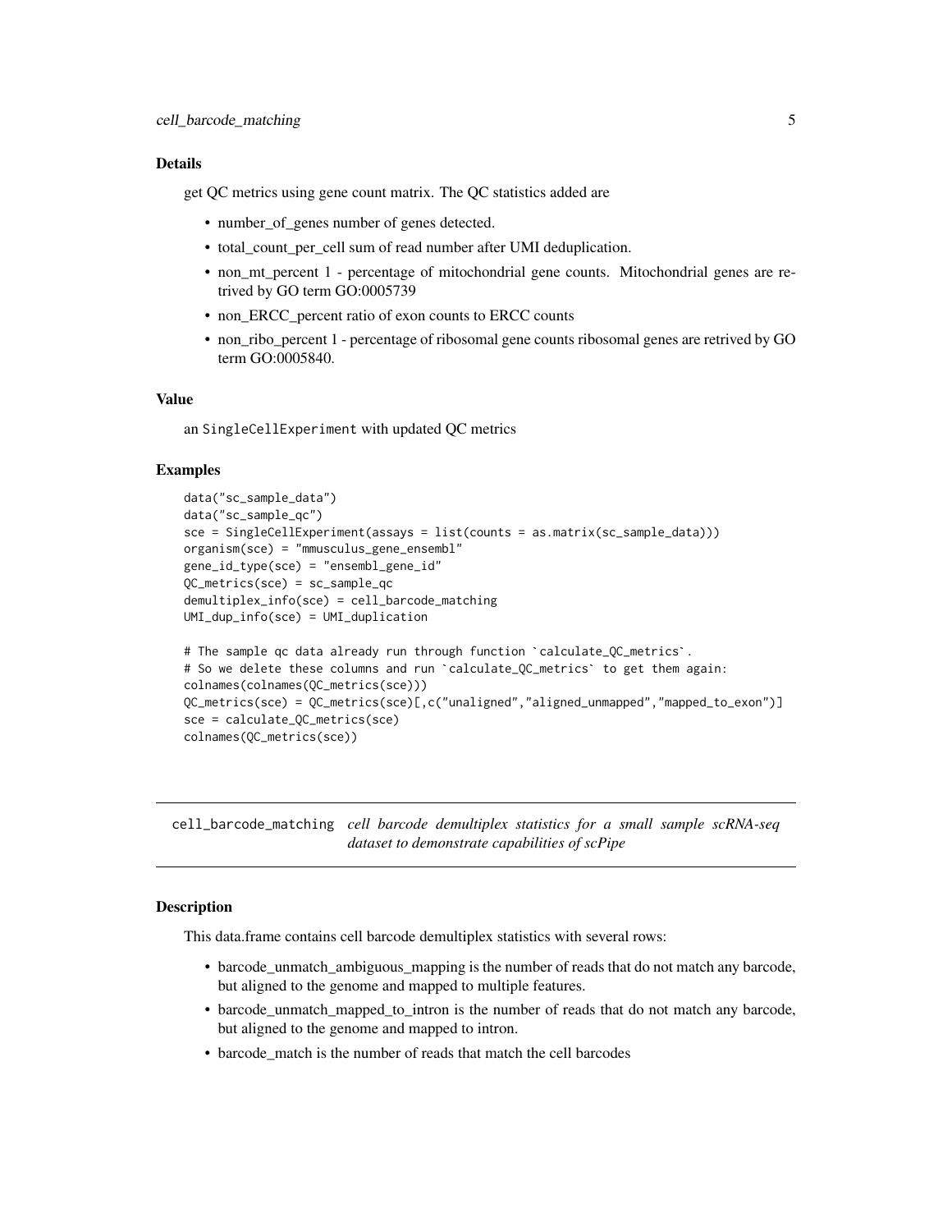### Details

get QC metrics using gene count matrix. The QC statistics added are

- number_of_genes number of genes detected.
- total_count_per_cell sum of read number after UMI deduplication.
- non_mt_percent 1 - percentage of mitochondrial gene counts. Mitochondrial genes are retrived by GO term GO:0005739
- non_ERCC_percent ratio of exon counts to ERCC counts
- non_ribo_percent 1 - percentage of ribosomal gene counts ribosomal genes are retrived by GO term GO:0005840.

### Value

an SingleCellExperiment with updated QC metrics

### Examples

```
data("sc_sample_data")
data("sc_sample_qc")
sce = SingleCellExperiment(assays = list(counts = as.matrix(sc_sample_data)))
organism(sce) = "mmusculus_gene_ensembl"
gene_id_type(sce) = "ensembl_gene_id"
QC_metrics(sce) = sc_sample_qc
demultiplex_info(sce) = cell_barcode_matching
UMI_dup_info(sce) = UMI_duplication

# The sample qc data already run through function `calculate_QC_metrics`.
# So we delete these columns and run `calculate_QC_metrics` to get them again:
colnames(colnames(QC_metrics(sce)))
QC_metrics(sce) = QC_metrics(sce)[,c("unaligned","aligned_unmapped","mapped_to_exon")]
sce = calculate_QC_metrics(sce)
colnames(QC_metrics(sce))
```

---

## cell_barcode_matching *cell barcode demultiplex statistics for a small sample scRNA-seq dataset to demonstrate capabilities of scPipe*

---

### Description

This data.frame contains cell barcode demultiplex statistics with several rows:

- barcode_unmatch_ambiguous_mapping is the number of reads that do not match any barcode, but aligned to the genome and mapped to multiple features.
- barcode_unmatch_mapped_to_intron is the number of reads that do not match any barcode, but aligned to the genome and mapped to intron.
- barcode_match is the number of reads that match the cell barcodes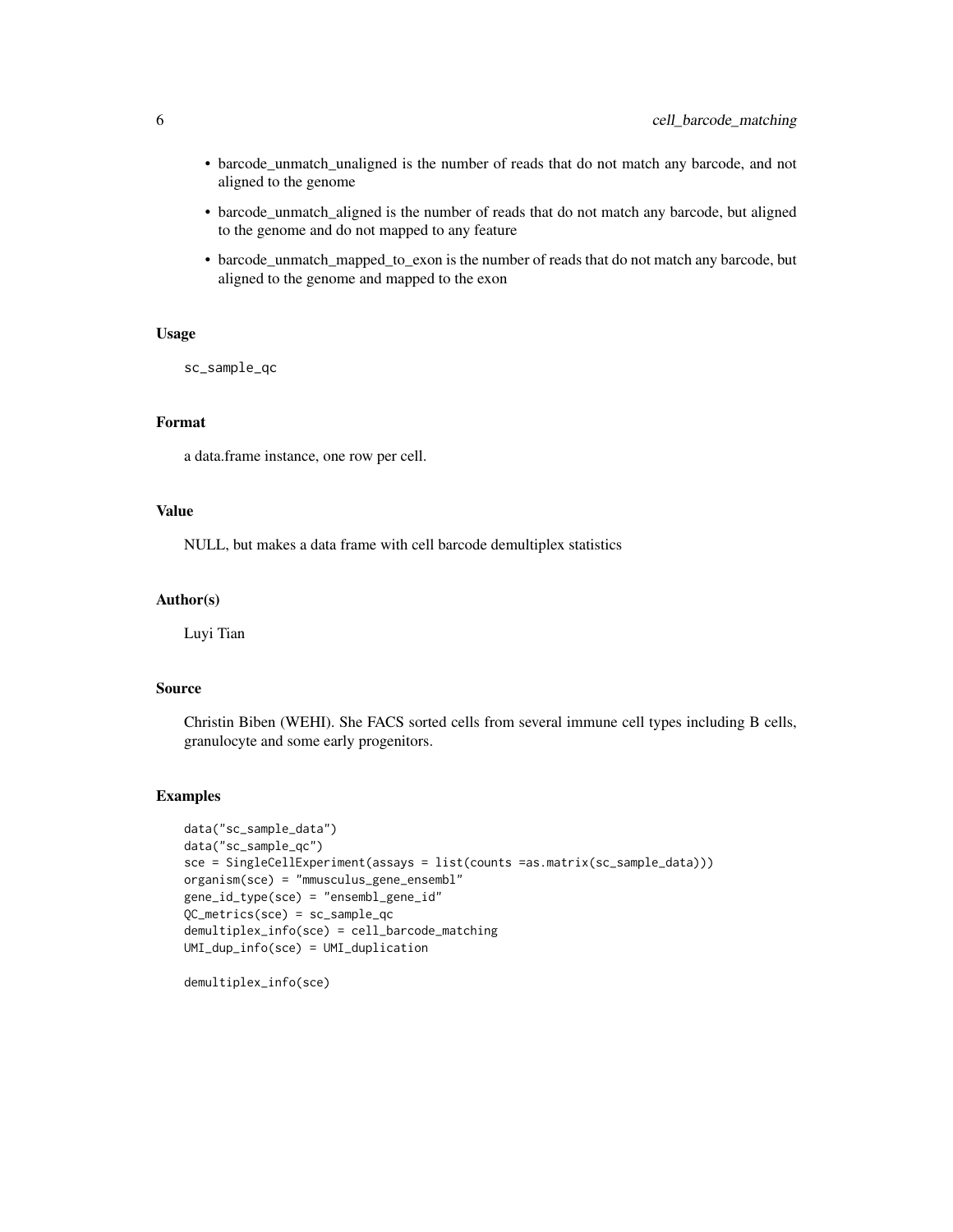- barcode_unmatch_unaligned is the number of reads that do not match any barcode, and not aligned to the genome
- barcode_unmatch_aligned is the number of reads that do not match any barcode, but aligned to the genome and do not mapped to any feature
- barcode_unmatch_mapped_to_exon is the number of reads that do not match any barcode, but aligned to the genome and mapped to the exon

### Usage

```
sc_sample_qc
```

### Format

a data.frame instance, one row per cell.

### Value

NULL, but makes a data frame with cell barcode demultiplex statistics

### Author(s)

Luyi Tian

### Source

Christin Biben (WEHI). She FACS sorted cells from several immune cell types including B cells, granulocyte and some early progenitors.

### Examples

```
data("sc_sample_data")
data("sc_sample_qc")
sce = SingleCellExperiment(assays = list(counts =as.matrix(sc_sample_data)))
organism(sce) = "mmusculus_gene_ensembl"
gene_id_type(sce) = "ensembl_gene_id"
QC_metrics(sce) = sc_sample_qc
demultiplex_info(sce) = cell_barcode_matching
UMI_dup_info(sce) = UMI_duplication

demultiplex_info(sce)
```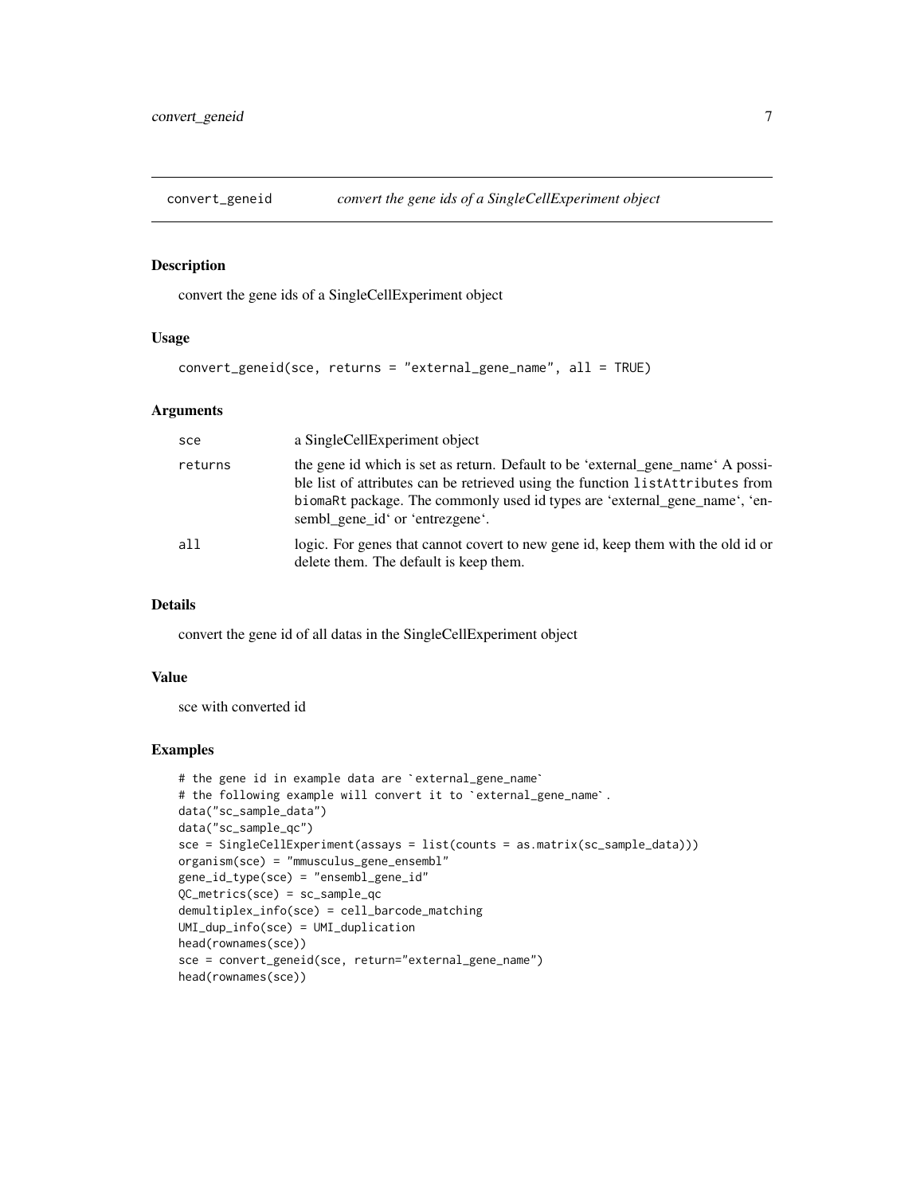`convert_geneid` *convert the gene ids of a SingleCellExperiment object*

## Description

convert the gene ids of a SingleCellExperiment object

## Usage

```
convert_geneid(sce, returns = "external_gene_name", all = TRUE)
```

## Arguments

| | |
|---|---|
| `sce` | a SingleCellExperiment object |
| `returns` | the gene id which is set as return. Default to be 'external_gene_name' A possible list of attributes can be retrieved using the function `listAttributes` from `biomaRt` package. The commonly used id types are 'external_gene_name', 'ensembl_gene_id' or 'entrezgene'. |
| `all` | logic. For genes that cannot covert to new gene id, keep them with the old id or delete them. The default is keep them. |

## Details

convert the gene id of all datas in the SingleCellExperiment object

## Value

sce with converted id

## Examples

```
# the gene id in example data are `external_gene_name`
# the following example will convert it to `external_gene_name`.
data("sc_sample_data")
data("sc_sample_qc")
sce = SingleCellExperiment(assays = list(counts = as.matrix(sc_sample_data)))
organism(sce) = "mmusculus_gene_ensembl"
gene_id_type(sce) = "ensembl_gene_id"
QC_metrics(sce) = sc_sample_qc
demultiplex_info(sce) = cell_barcode_matching
UMI_dup_info(sce) = UMI_duplication
head(rownames(sce))
sce = convert_geneid(sce, return="external_gene_name")
head(rownames(sce))
```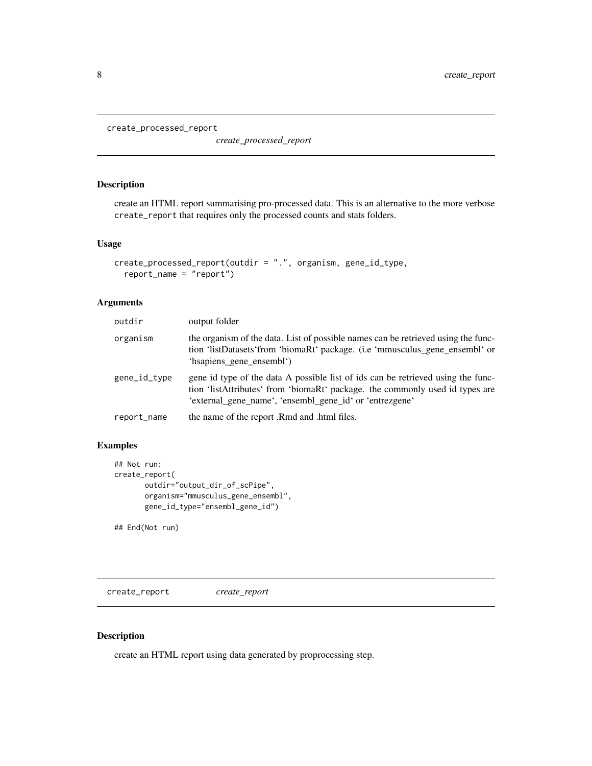## create_processed_report *create_processed_report*

### Description

create an HTML report summarising pro-processed data. This is an alternative to the more verbose `create_report` that requires only the processed counts and stats folders.

### Usage

```
create_processed_report(outdir = ".", organism, gene_id_type,
  report_name = "report")
```

### Arguments

| | |
|---|---|
| `outdir` | output folder |
| `organism` | the organism of the data. List of possible names can be retrieved using the function 'listDatasets'from 'biomaRt' package. (i.e 'mmusculus_gene_ensembl' or 'hsapiens_gene_ensembl') |
| `gene_id_type` | gene id type of the data A possible list of ids can be retrieved using the function 'listAttributes' from 'biomaRt' package. the commonly used id types are 'external_gene_name', 'ensembl_gene_id' or 'entrezgene' |
| `report_name` | the name of the report .Rmd and .html files. |

### Examples

```
## Not run:
create_report(
       outdir="output_dir_of_scPipe",
       organism="mmusculus_gene_ensembl",
       gene_id_type="ensembl_gene_id")

## End(Not run)
```

## create_report *create_report*

### Description

create an HTML report using data generated by proprocessing step.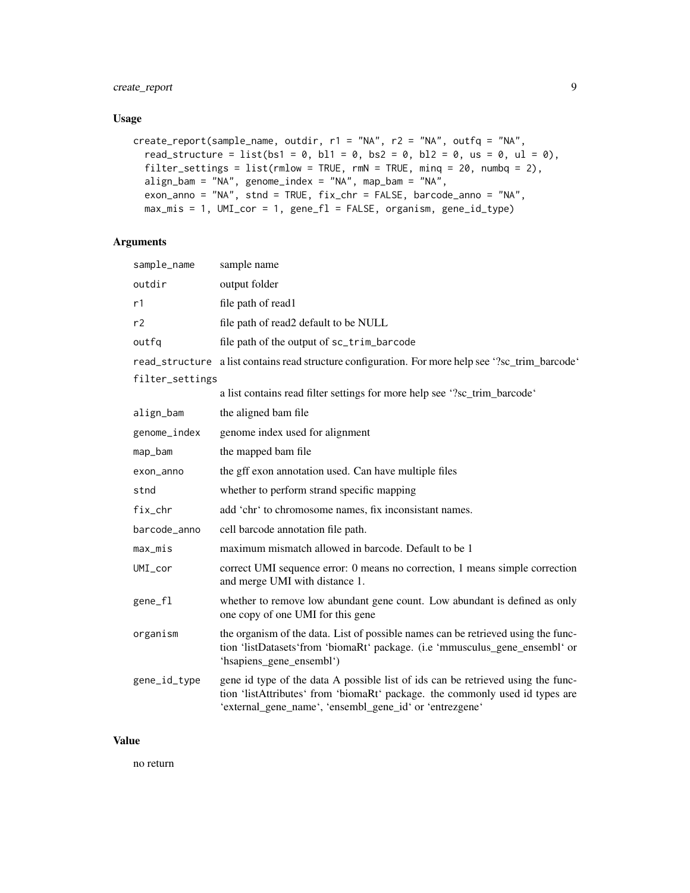## Usage

```
create_report(sample_name, outdir, r1 = "NA", r2 = "NA", outfq = "NA",
  read_structure = list(bs1 = 0, bl1 = 0, bs2 = 0, bl2 = 0, us = 0, ul = 0),
  filter_settings = list(rmlow = TRUE, rmN = TRUE, minq = 20, numbq = 2),
  align_bam = "NA", genome_index = "NA", map_bam = "NA",
  exon_anno = "NA", stnd = TRUE, fix_chr = FALSE, barcode_anno = "NA",
  max_mis = 1, UMI_cor = 1, gene_fl = FALSE, organism, gene_id_type)
```

## Arguments

| | |
|---|---|
| sample_name | sample name |
| outdir | output folder |
| r1 | file path of read1 |
| r2 | file path of read2 default to be NULL |
| outfq | file path of the output of sc_trim_barcode |
| read_structure | a list contains read structure configuration. For more help see '?sc_trim_barcode' |
| filter_settings | a list contains read filter settings for more help see '?sc_trim_barcode' |
| align_bam | the aligned bam file |
| genome_index | genome index used for alignment |
| map_bam | the mapped bam file |
| exon_anno | the gff exon annotation used. Can have multiple files |
| stnd | whether to perform strand specific mapping |
| fix_chr | add 'chr' to chromosome names, fix inconsistant names. |
| barcode_anno | cell barcode annotation file path. |
| max_mis | maximum mismatch allowed in barcode. Default to be 1 |
| UMI_cor | correct UMI sequence error: 0 means no correction, 1 means simple correction and merge UMI with distance 1. |
| gene_fl | whether to remove low abundant gene count. Low abundant is defined as only one copy of one UMI for this gene |
| organism | the organism of the data. List of possible names can be retrieved using the function 'listDatasets'from 'biomaRt' package. (i.e 'mmusculus_gene_ensembl' or 'hsapiens_gene_ensembl') |
| gene_id_type | gene id type of the data A possible list of ids can be retrieved using the function 'listAttributes' from 'biomaRt' package. the commonly used id types are 'external_gene_name', 'ensembl_gene_id' or 'entrezgene' |

## Value

no return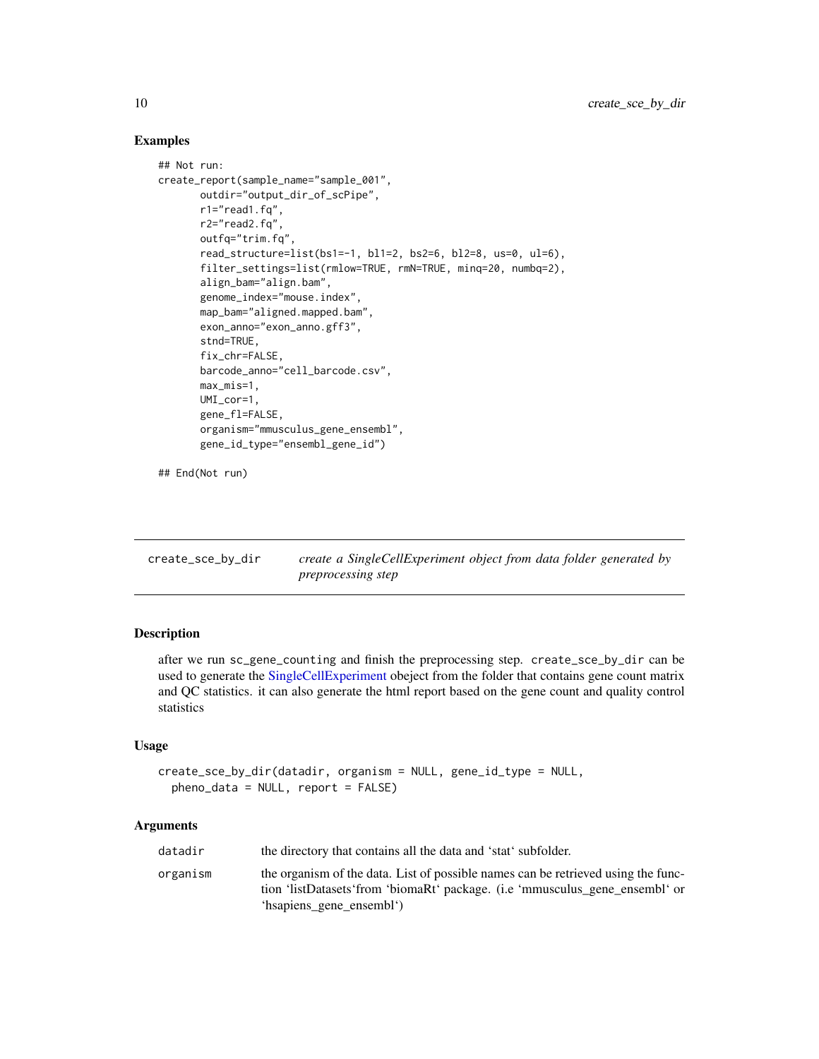## Examples

```
## Not run:
create_report(sample_name="sample_001",
       outdir="output_dir_of_scPipe",
       r1="read1.fq",
       r2="read2.fq",
       outfq="trim.fq",
       read_structure=list(bs1=-1, bl1=2, bs2=6, bl2=8, us=0, ul=6),
       filter_settings=list(rmlow=TRUE, rmN=TRUE, minq=20, numbq=2),
       align_bam="align.bam",
       genome_index="mouse.index",
       map_bam="aligned.mapped.bam",
       exon_anno="exon_anno.gff3",
       stnd=TRUE,
       fix_chr=FALSE,
       barcode_anno="cell_barcode.csv",
       max_mis=1,
       UMI_cor=1,
       gene_fl=FALSE,
       organism="mmusculus_gene_ensembl",
       gene_id_type="ensembl_gene_id")

## End(Not run)
```

---

`create_sce_by_dir` *create a SingleCellExperiment object from data folder generated by preprocessing step*

---

## Description

after we run `sc_gene_counting` and finish the preprocessing step. `create_sce_by_dir` can be used to generate the SingleCellExperiment obeject from the folder that contains gene count matrix and QC statistics. it can also generate the html report based on the gene count and quality control statistics

## Usage

```
create_sce_by_dir(datadir, organism = NULL, gene_id_type = NULL,
  pheno_data = NULL, report = FALSE)
```

## Arguments

| | |
|---|---|
| `datadir` | the directory that contains all the data and 'stat' subfolder. |
| `organism` | the organism of the data. List of possible names can be retrieved using the function 'listDatasets'from 'biomaRt' package. (i.e 'mmusculus_gene_ensembl' or 'hsapiens_gene_ensembl') |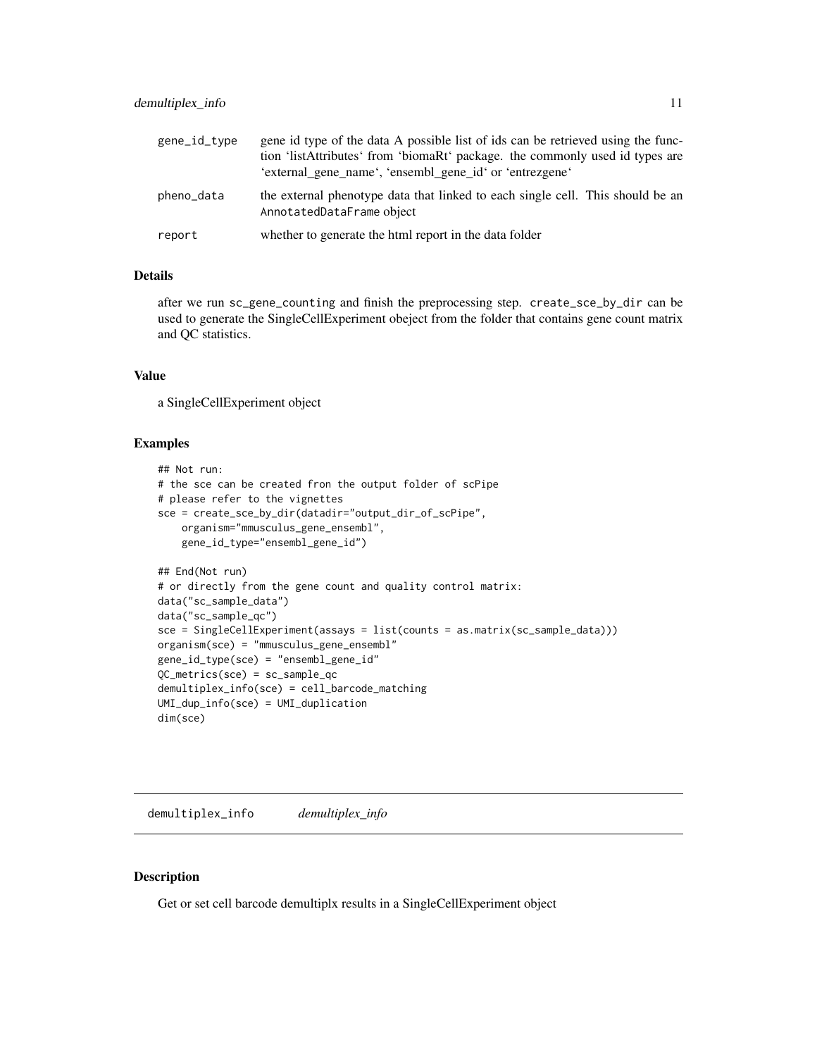| | |
|---|---|
| gene_id_type | gene id type of the data A possible list of ids can be retrieved using the function 'listAttributes' from 'biomaRt' package. the commonly used id types are 'external_gene_name', 'ensembl_gene_id' or 'entrezgene' |
| pheno_data | the external phenotype data that linked to each single cell. This should be an AnnotatedDataFrame object |
| report | whether to generate the html report in the data folder |

### Details

after we run sc_gene_counting and finish the preprocessing step. create_sce_by_dir can be used to generate the SingleCellExperiment obeject from the folder that contains gene count matrix and QC statistics.

### Value

a SingleCellExperiment object

### Examples

```
## Not run:
# the sce can be created fron the output folder of scPipe
# please refer to the vignettes
sce = create_sce_by_dir(datadir="output_dir_of_scPipe",
    organism="mmusculus_gene_ensembl",
    gene_id_type="ensembl_gene_id")

## End(Not run)
# or directly from the gene count and quality control matrix:
data("sc_sample_data")
data("sc_sample_qc")
sce = SingleCellExperiment(assays = list(counts = as.matrix(sc_sample_data)))
organism(sce) = "mmusculus_gene_ensembl"
gene_id_type(sce) = "ensembl_gene_id"
QC_metrics(sce) = sc_sample_qc
demultiplex_info(sce) = cell_barcode_matching
UMI_dup_info(sce) = UMI_duplication
dim(sce)
```

---

## demultiplex_info *demultiplex_info*

---

### Description

Get or set cell barcode demultiplx results in a SingleCellExperiment object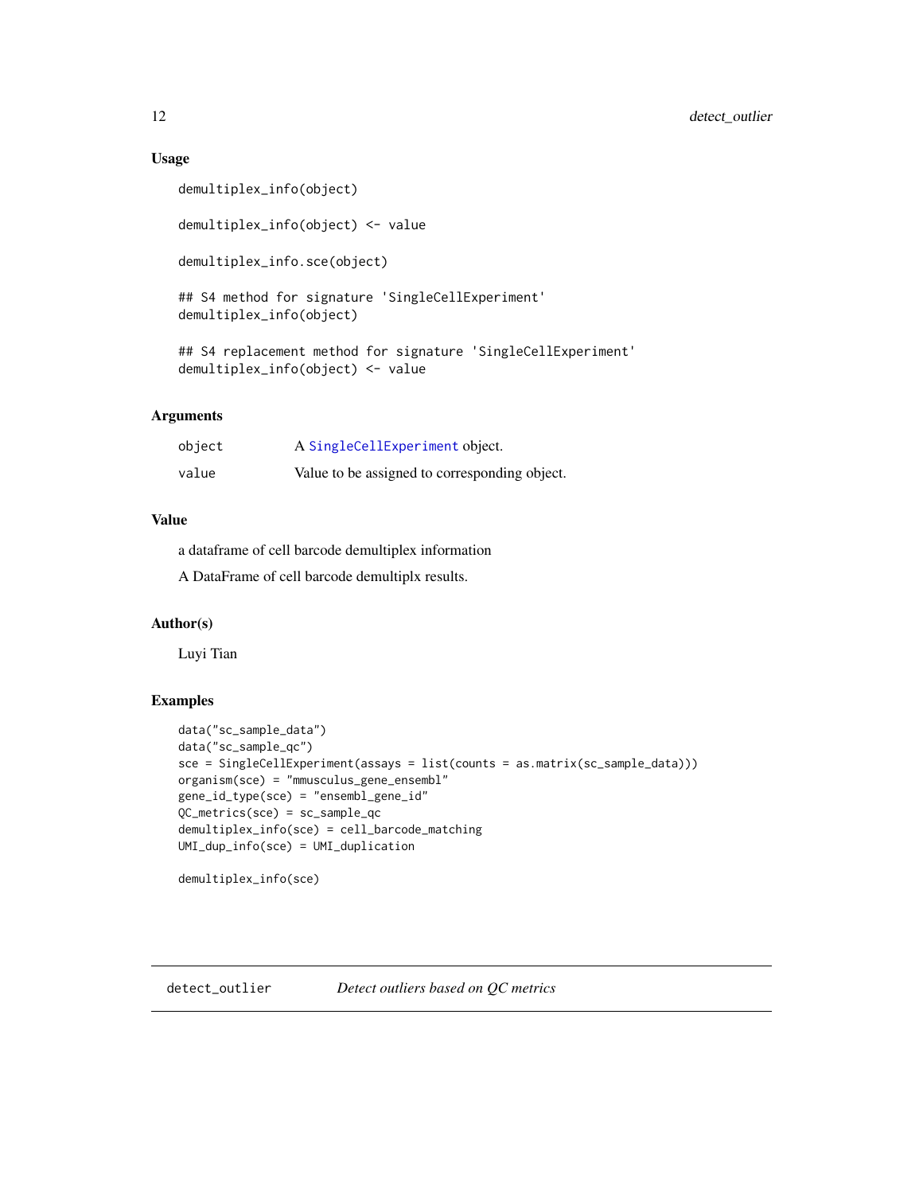### Usage

```
demultiplex_info(object)

demultiplex_info(object) <- value

demultiplex_info.sce(object)

## S4 method for signature 'SingleCellExperiment'
demultiplex_info(object)

## S4 replacement method for signature 'SingleCellExperiment'
demultiplex_info(object) <- value
```

### Arguments

| | |
|---|---|
| object | A SingleCellExperiment object. |
| value | Value to be assigned to corresponding object. |

### Value

a dataframe of cell barcode demultiplex information

A DataFrame of cell barcode demultiplx results.

### Author(s)

Luyi Tian

### Examples

```
data("sc_sample_data")
data("sc_sample_qc")
sce = SingleCellExperiment(assays = list(counts = as.matrix(sc_sample_data)))
organism(sce) = "mmusculus_gene_ensembl"
gene_id_type(sce) = "ensembl_gene_id"
QC_metrics(sce) = sc_sample_qc
demultiplex_info(sce) = cell_barcode_matching
UMI_dup_info(sce) = UMI_duplication

demultiplex_info(sce)
```

## detect_outlier *Detect outliers based on QC metrics*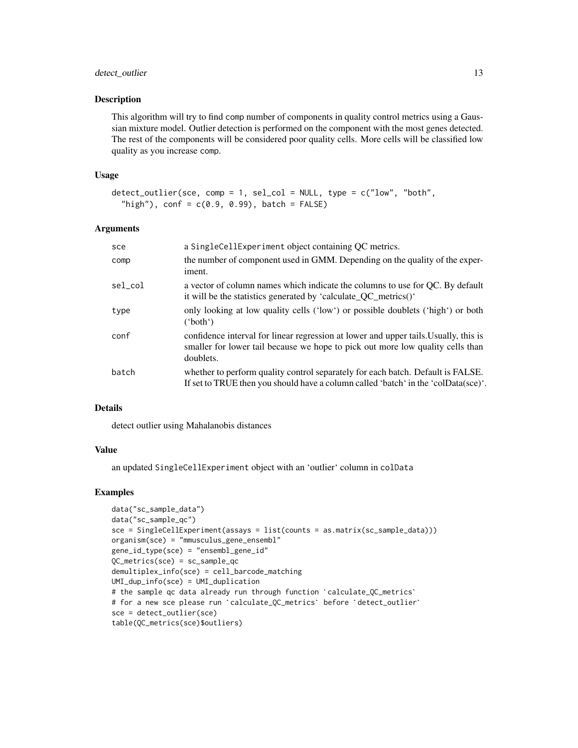## Description

This algorithm will try to find comp number of components in quality control metrics using a Gaussian mixture model. Outlier detection is performed on the component with the most genes detected. The rest of the components will be considered poor quality cells. More cells will be classified low quality as you increase comp.

## Usage

```
detect_outlier(sce, comp = 1, sel_col = NULL, type = c("low", "both",
  "high"), conf = c(0.9, 0.99), batch = FALSE)
```

## Arguments

| | |
|---|---|
| sce | a SingleCellExperiment object containing QC metrics. |
| comp | the number of component used in GMM. Depending on the quality of the experiment. |
| sel_col | a vector of column names which indicate the columns to use for QC. By default it will be the statistics generated by 'calculate_QC_metrics()' |
| type | only looking at low quality cells ('low') or possible doublets ('high') or both ('both') |
| conf | confidence interval for linear regression at lower and upper tails.Usually, this is smaller for lower tail because we hope to pick out more low quality cells than doublets. |
| batch | whether to perform quality control separately for each batch. Default is FALSE. If set to TRUE then you should have a column called 'batch' in the 'colData(sce)'. |

## Details

detect outlier using Mahalanobis distances

## Value

an updated SingleCellExperiment object with an 'outlier' column in colData

## Examples

```
data("sc_sample_data")
data("sc_sample_qc")
sce = SingleCellExperiment(assays = list(counts = as.matrix(sc_sample_data)))
organism(sce) = "mmusculus_gene_ensembl"
gene_id_type(sce) = "ensembl_gene_id"
QC_metrics(sce) = sc_sample_qc
demultiplex_info(sce) = cell_barcode_matching
UMI_dup_info(sce) = UMI_duplication
# the sample qc data already run through function `calculate_QC_metrics`
# for a new sce please run `calculate_QC_metrics` before `detect_outlier`
sce = detect_outlier(sce)
table(QC_metrics(sce)$outliers)
```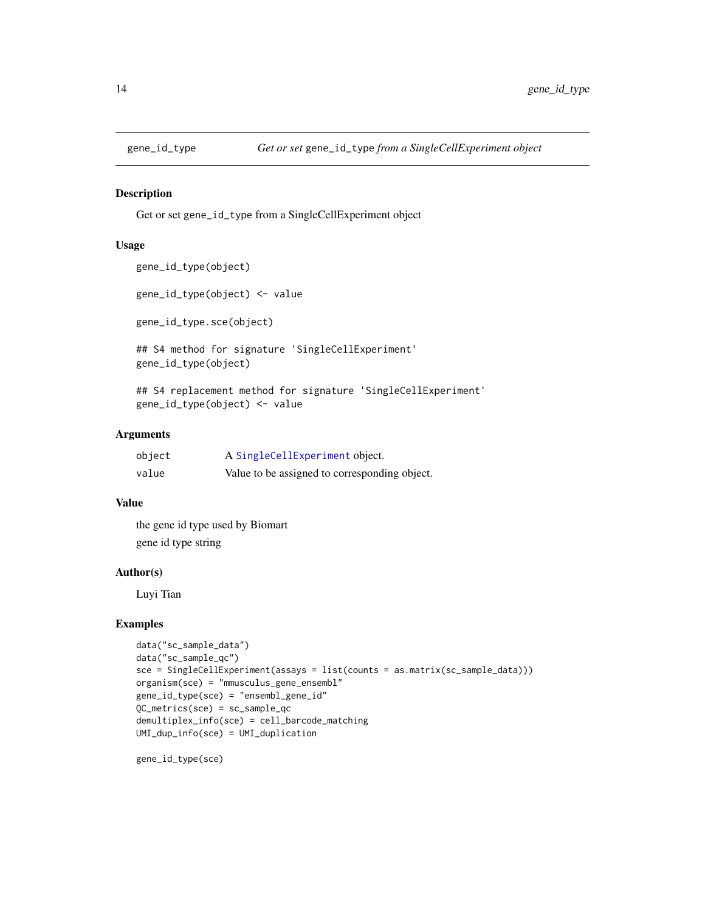# gene_id_type    *Get or set* gene_id_type *from a SingleCellExperiment object*

## Description

Get or set gene_id_type from a SingleCellExperiment object

## Usage

```
gene_id_type(object)

gene_id_type(object) <- value

gene_id_type.sce(object)

## S4 method for signature 'SingleCellExperiment'
gene_id_type(object)

## S4 replacement method for signature 'SingleCellExperiment'
gene_id_type(object) <- value
```

## Arguments

| | |
|---|---|
| object | A SingleCellExperiment object. |
| value | Value to be assigned to corresponding object. |

## Value

the gene id type used by Biomart

gene id type string

## Author(s)

Luyi Tian

## Examples

```
data("sc_sample_data")
data("sc_sample_qc")
sce = SingleCellExperiment(assays = list(counts = as.matrix(sc_sample_data)))
organism(sce) = "mmusculus_gene_ensembl"
gene_id_type(sce) = "ensembl_gene_id"
QC_metrics(sce) = sc_sample_qc
demultiplex_info(sce) = cell_barcode_matching
UMI_dup_info(sce) = UMI_duplication

gene_id_type(sce)
```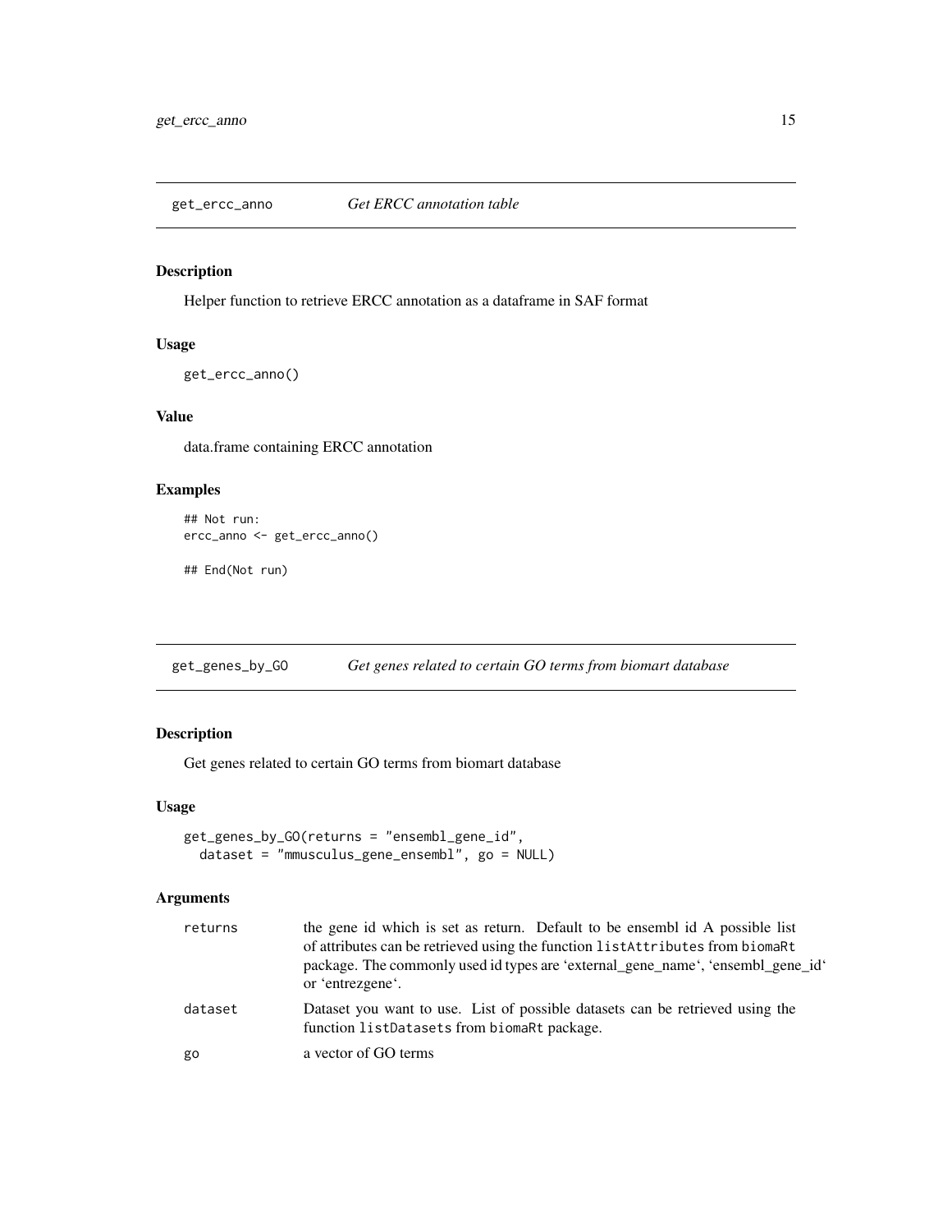## get_ercc_anno — *Get ERCC annotation table*

### Description

Helper function to retrieve ERCC annotation as a dataframe in SAF format

### Usage

```
get_ercc_anno()
```

### Value

data.frame containing ERCC annotation

### Examples

```
## Not run:
ercc_anno <- get_ercc_anno()

## End(Not run)
```

## get_genes_by_GO — *Get genes related to certain GO terms from biomart database*

### Description

Get genes related to certain GO terms from biomart database

### Usage

```
get_genes_by_GO(returns = "ensembl_gene_id",
  dataset = "mmusculus_gene_ensembl", go = NULL)
```

### Arguments

| | |
|---|---|
| returns | the gene id which is set as return. Default to be ensembl id A possible list of attributes can be retrieved using the function `listAttributes` from `biomaRt` package. The commonly used id types are 'external_gene_name', 'ensembl_gene_id' or 'entrezgene'. |
| dataset | Dataset you want to use. List of possible datasets can be retrieved using the function `listDatasets` from `biomaRt` package. |
| go | a vector of GO terms |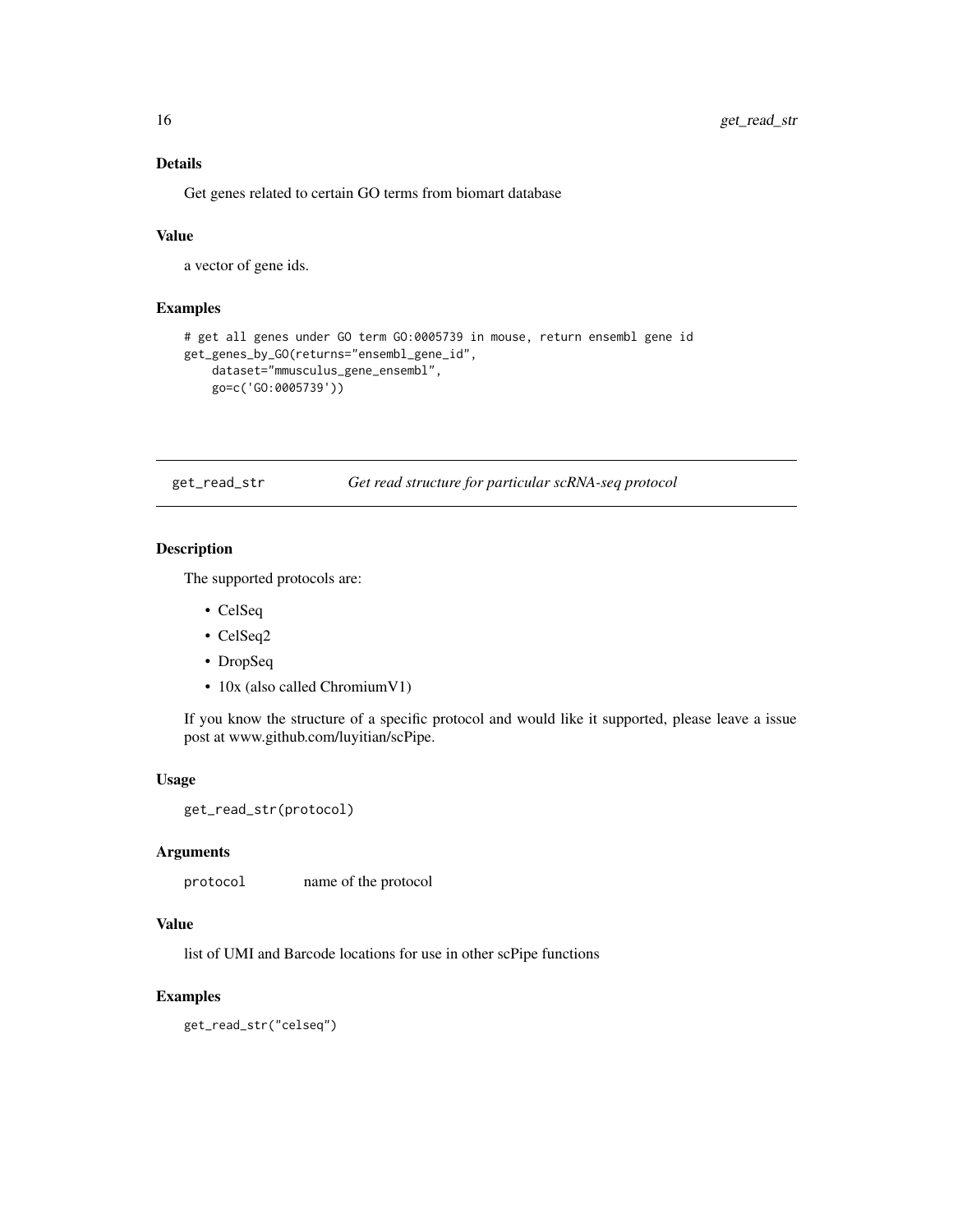## Details

Get genes related to certain GO terms from biomart database

## Value

a vector of gene ids.

## Examples

```
# get all genes under GO term GO:0005739 in mouse, return ensembl gene id
get_genes_by_GO(returns="ensembl_gene_id",
    dataset="mmusculus_gene_ensembl",
    go=c('GO:0005739'))
```

---

# get_read_str    *Get read structure for particular scRNA-seq protocol*

---

## Description

The supported protocols are:

- CelSeq
- CelSeq2
- DropSeq
- 10x (also called ChromiumV1)

If you know the structure of a specific protocol and would like it supported, please leave a issue post at www.github.com/luyitian/scPipe.

## Usage

```
get_read_str(protocol)
```

## Arguments

| | |
|---|---|
| `protocol` | name of the protocol |

## Value

list of UMI and Barcode locations for use in other scPipe functions

## Examples

```
get_read_str("celseq")
```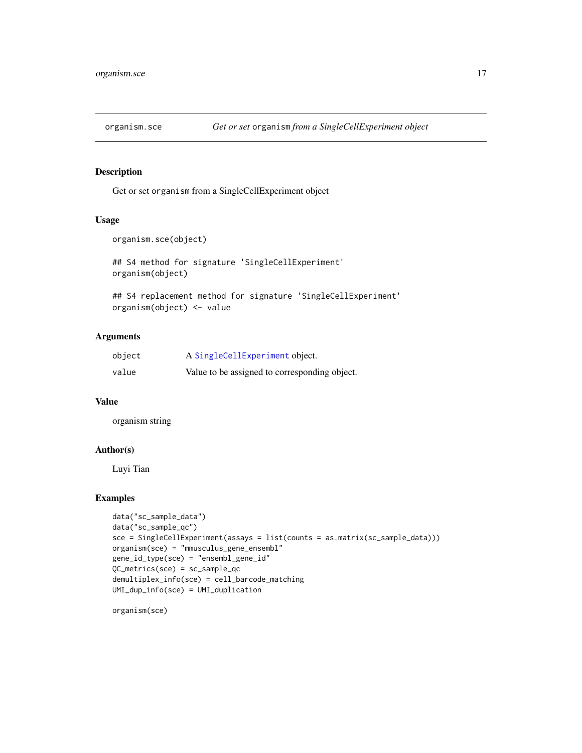# organism.sce *Get or set* `organism` *from a SingleCellExperiment object*

## Description

Get or set `organism` from a SingleCellExperiment object

## Usage

```
organism.sce(object)

## S4 method for signature 'SingleCellExperiment'
organism(object)

## S4 replacement method for signature 'SingleCellExperiment'
organism(object) <- value
```

## Arguments

| | |
|---|---|
| object | A `SingleCellExperiment` object. |
| value | Value to be assigned to corresponding object. |

## Value

organism string

## Author(s)

Luyi Tian

## Examples

```
data("sc_sample_data")
data("sc_sample_qc")
sce = SingleCellExperiment(assays = list(counts = as.matrix(sc_sample_data)))
organism(sce) = "mmusculus_gene_ensembl"
gene_id_type(sce) = "ensembl_gene_id"
QC_metrics(sce) = sc_sample_qc
demultiplex_info(sce) = cell_barcode_matching
UMI_dup_info(sce) = UMI_duplication

organism(sce)
```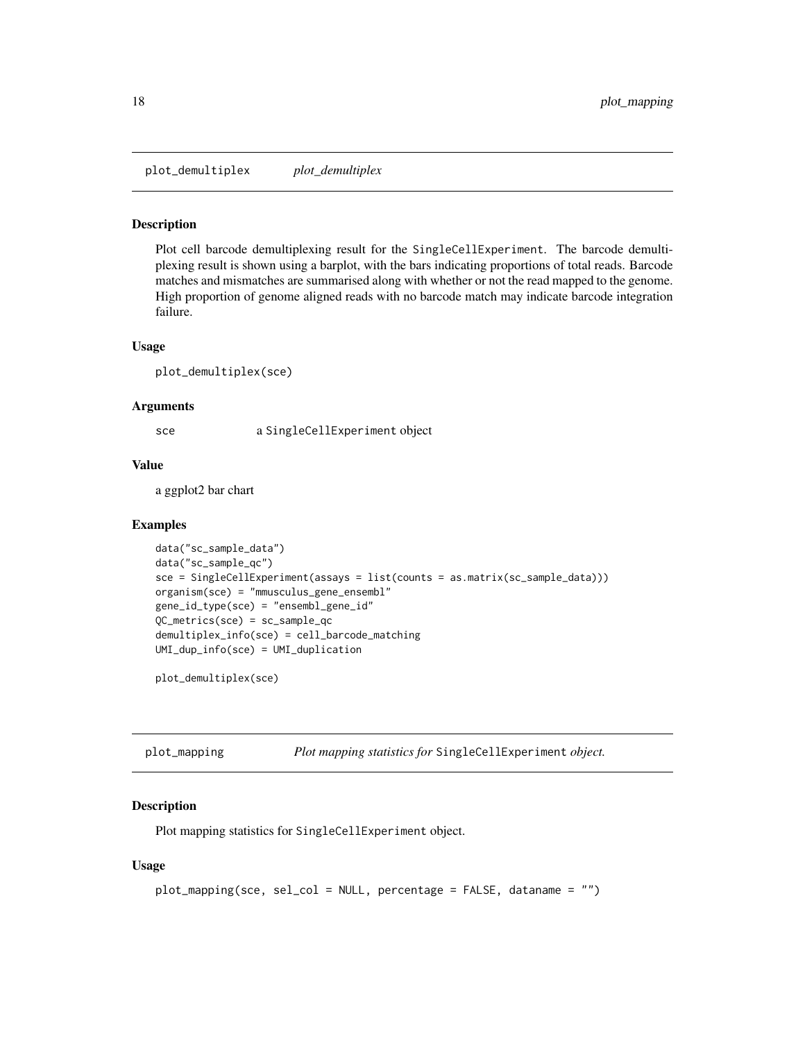## plot_demultiplex *plot_demultiplex*

### Description

Plot cell barcode demultiplexing result for the SingleCellExperiment. The barcode demultiplexing result is shown using a barplot, with the bars indicating proportions of total reads. Barcode matches and mismatches are summarised along with whether or not the read mapped to the genome. High proportion of genome aligned reads with no barcode match may indicate barcode integration failure.

### Usage

```
plot_demultiplex(sce)
```

### Arguments

| | |
|---|---|
| sce | a SingleCellExperiment object |

### Value

a ggplot2 bar chart

### Examples

```
data("sc_sample_data")
data("sc_sample_qc")
sce = SingleCellExperiment(assays = list(counts = as.matrix(sc_sample_data)))
organism(sce) = "mmusculus_gene_ensembl"
gene_id_type(sce) = "ensembl_gene_id"
QC_metrics(sce) = sc_sample_qc
demultiplex_info(sce) = cell_barcode_matching
UMI_dup_info(sce) = UMI_duplication

plot_demultiplex(sce)
```

## plot_mapping *Plot mapping statistics for* SingleCellExperiment *object.*

### Description

Plot mapping statistics for SingleCellExperiment object.

### Usage

```
plot_mapping(sce, sel_col = NULL, percentage = FALSE, dataname = "")
```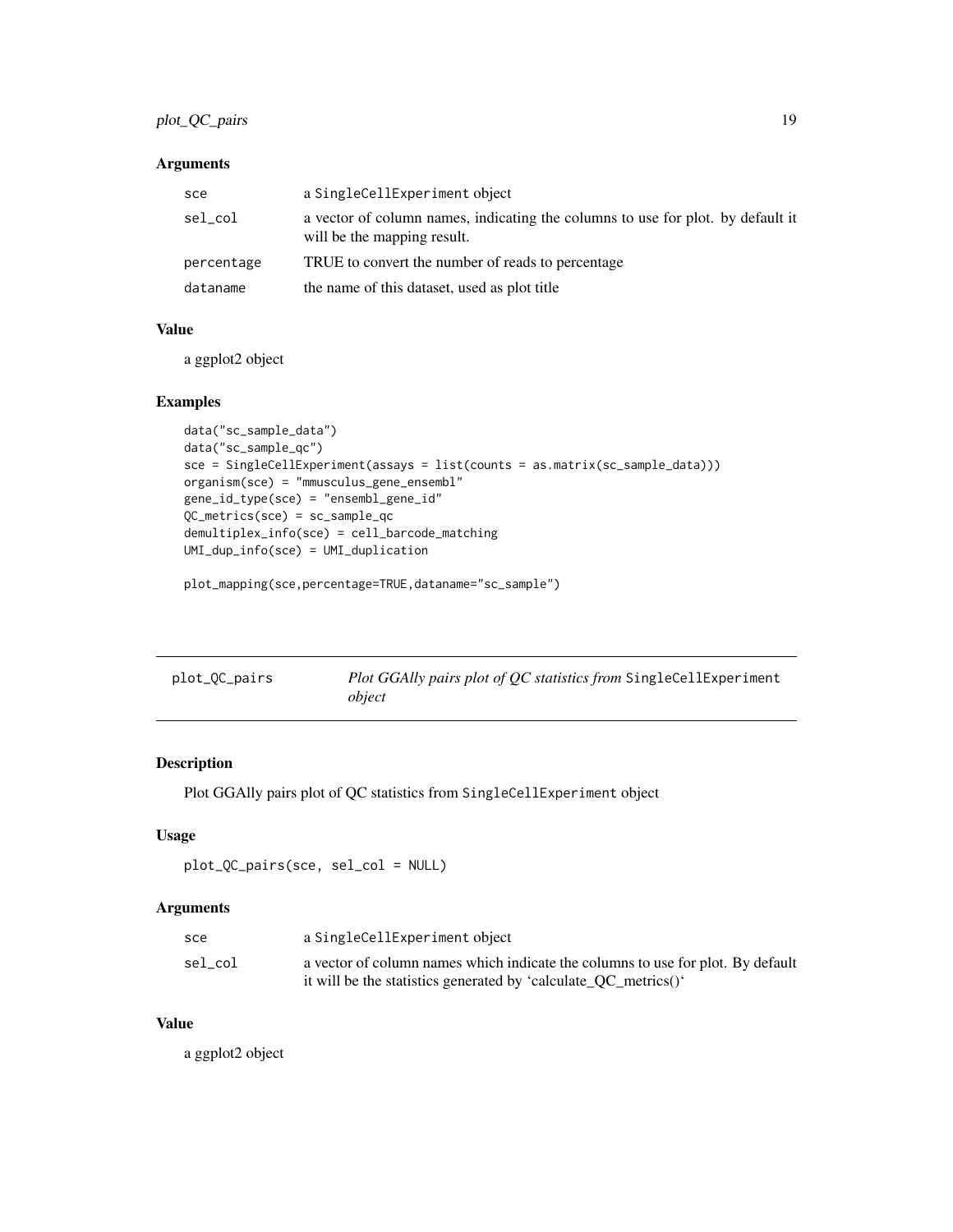### Arguments

| | |
|---|---|
| sce | a SingleCellExperiment object |
| sel_col | a vector of column names, indicating the columns to use for plot. by default it will be the mapping result. |
| percentage | TRUE to convert the number of reads to percentage |
| dataname | the name of this dataset, used as plot title |

### Value

a ggplot2 object

### Examples

```
data("sc_sample_data")
data("sc_sample_qc")
sce = SingleCellExperiment(assays = list(counts = as.matrix(sc_sample_data)))
organism(sce) = "mmusculus_gene_ensembl"
gene_id_type(sce) = "ensembl_gene_id"
QC_metrics(sce) = sc_sample_qc
demultiplex_info(sce) = cell_barcode_matching
UMI_dup_info(sce) = UMI_duplication

plot_mapping(sce,percentage=TRUE,dataname="sc_sample")
```

---

## plot_QC_pairs — *Plot GGAlly pairs plot of QC statistics from* SingleCellExperiment *object*

### Description

Plot GGAlly pairs plot of QC statistics from SingleCellExperiment object

### Usage

```
plot_QC_pairs(sce, sel_col = NULL)
```

### Arguments

| | |
|---|---|
| sce | a SingleCellExperiment object |
| sel_col | a vector of column names which indicate the columns to use for plot. By default it will be the statistics generated by 'calculate_QC_metrics()' |

### Value

a ggplot2 object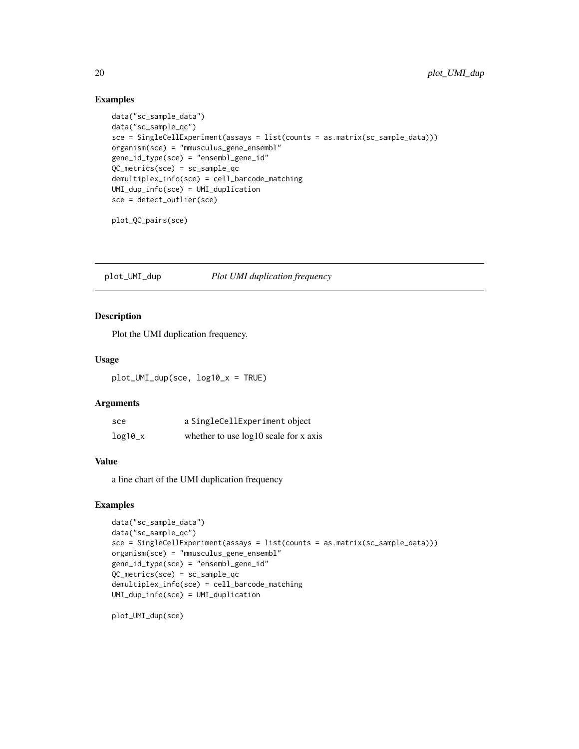## Examples

```
data("sc_sample_data")
data("sc_sample_qc")
sce = SingleCellExperiment(assays = list(counts = as.matrix(sc_sample_data)))
organism(sce) = "mmusculus_gene_ensembl"
gene_id_type(sce) = "ensembl_gene_id"
QC_metrics(sce) = sc_sample_qc
demultiplex_info(sce) = cell_barcode_matching
UMI_dup_info(sce) = UMI_duplication
sce = detect_outlier(sce)

plot_QC_pairs(sce)
```

---

# plot_UMI_dup *Plot UMI duplication frequency*

## Description

Plot the UMI duplication frequency.

## Usage

```
plot_UMI_dup(sce, log10_x = TRUE)
```

## Arguments

| | |
|---|---|
| sce | a SingleCellExperiment object |
| log10_x | whether to use log10 scale for x axis |

## Value

a line chart of the UMI duplication frequency

## Examples

```
data("sc_sample_data")
data("sc_sample_qc")
sce = SingleCellExperiment(assays = list(counts = as.matrix(sc_sample_data)))
organism(sce) = "mmusculus_gene_ensembl"
gene_id_type(sce) = "ensembl_gene_id"
QC_metrics(sce) = sc_sample_qc
demultiplex_info(sce) = cell_barcode_matching
UMI_dup_info(sce) = UMI_duplication

plot_UMI_dup(sce)
```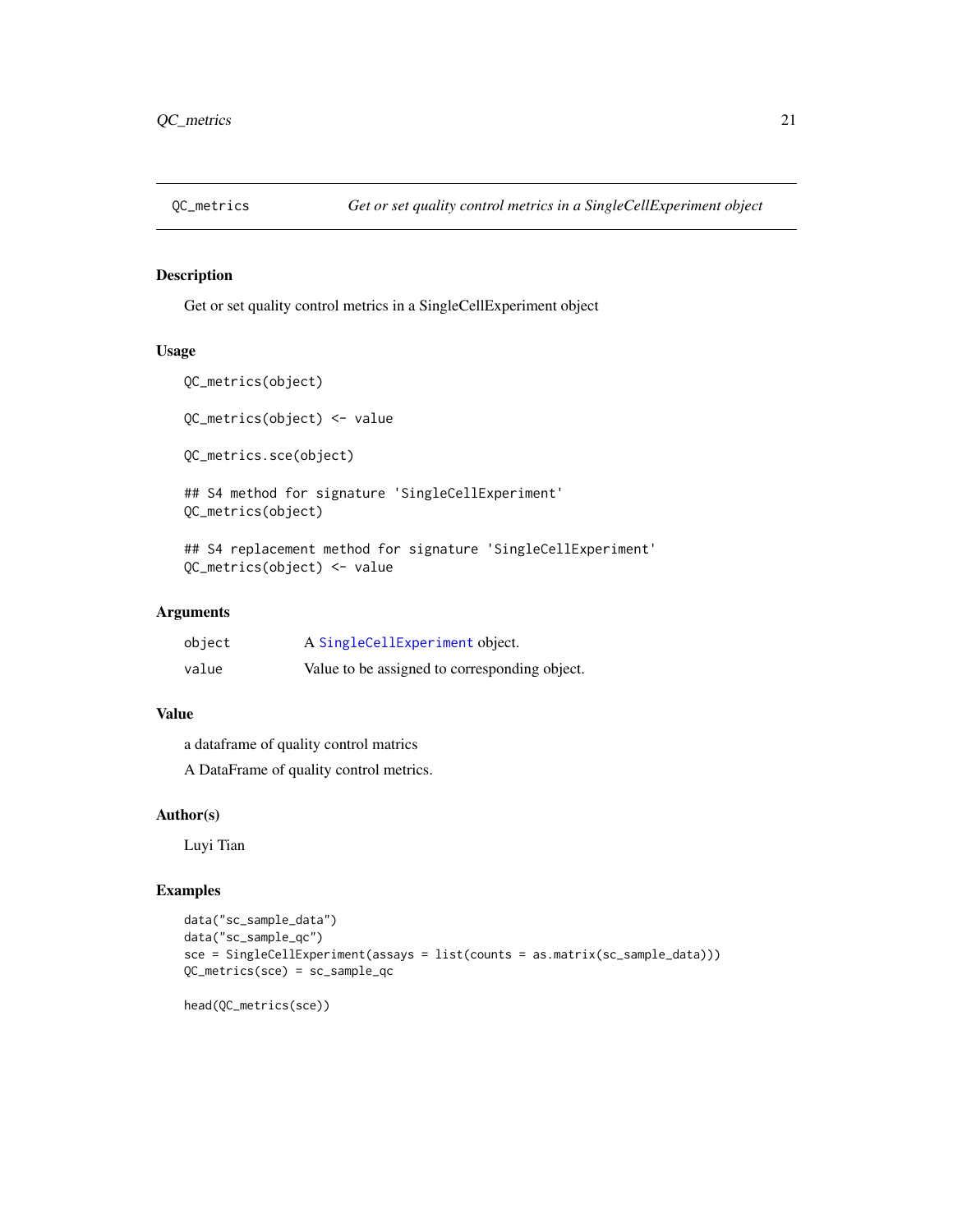## QC_metrics — *Get or set quality control metrics in a SingleCellExperiment object*

### Description

Get or set quality control metrics in a SingleCellExperiment object

### Usage

```
QC_metrics(object)

QC_metrics(object) <- value

QC_metrics.sce(object)

## S4 method for signature 'SingleCellExperiment'
QC_metrics(object)

## S4 replacement method for signature 'SingleCellExperiment'
QC_metrics(object) <- value
```

### Arguments

| | |
|---|---|
| object | A SingleCellExperiment object. |
| value | Value to be assigned to corresponding object. |

### Value

a dataframe of quality control matrics

A DataFrame of quality control metrics.

### Author(s)

Luyi Tian

### Examples

```
data("sc_sample_data")
data("sc_sample_qc")
sce = SingleCellExperiment(assays = list(counts = as.matrix(sc_sample_data)))
QC_metrics(sce) = sc_sample_qc

head(QC_metrics(sce))
```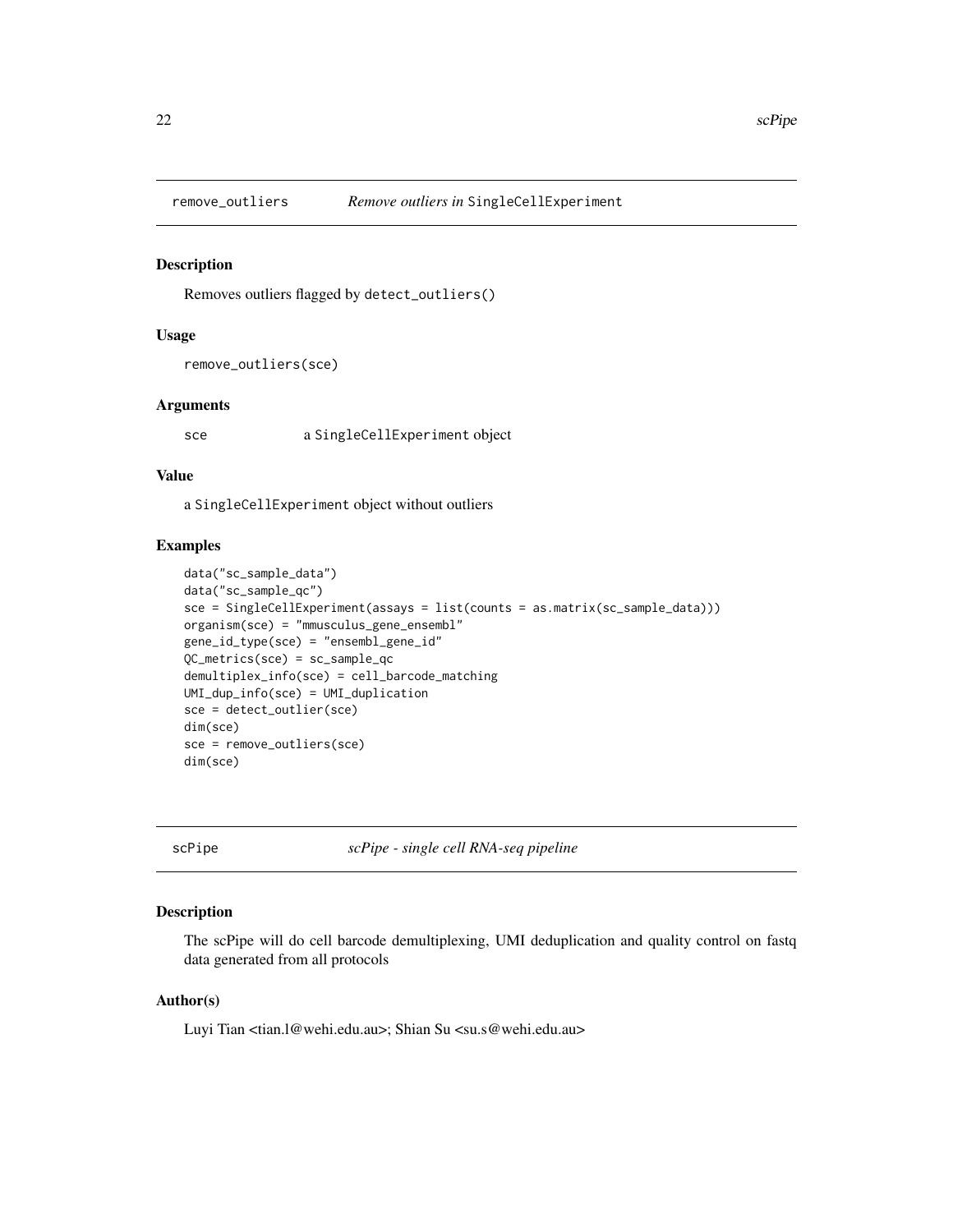## remove_outliers *Remove outliers in* SingleCellExperiment

### Description

Removes outliers flagged by `detect_outliers()`

### Usage

```
remove_outliers(sce)
```

### Arguments

| | |
|---|---|
| sce | a SingleCellExperiment object |

### Value

a SingleCellExperiment object without outliers

### Examples

```
data("sc_sample_data")
data("sc_sample_qc")
sce = SingleCellExperiment(assays = list(counts = as.matrix(sc_sample_data)))
organism(sce) = "mmusculus_gene_ensembl"
gene_id_type(sce) = "ensembl_gene_id"
QC_metrics(sce) = sc_sample_qc
demultiplex_info(sce) = cell_barcode_matching
UMI_dup_info(sce) = UMI_duplication
sce = detect_outlier(sce)
dim(sce)
sce = remove_outliers(sce)
dim(sce)
```

## scPipe *scPipe - single cell RNA-seq pipeline*

### Description

The scPipe will do cell barcode demultiplexing, UMI deduplication and quality control on fastq data generated from all protocols

### Author(s)

Luyi Tian <tian.l@wehi.edu.au>; Shian Su <su.s@wehi.edu.au>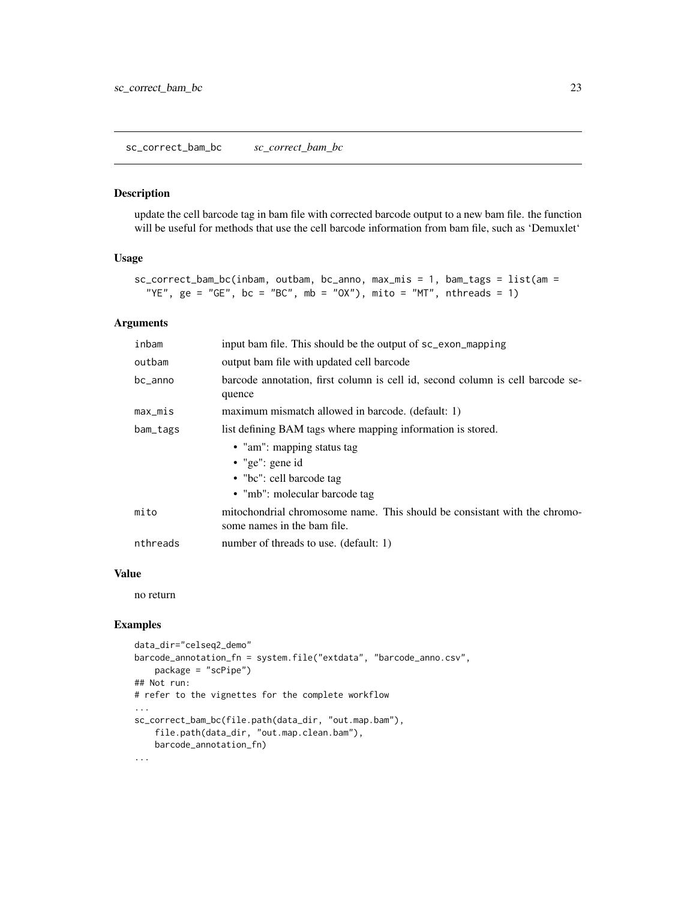## sc_correct_bam_bc *sc_correct_bam_bc*

### Description

update the cell barcode tag in bam file with corrected barcode output to a new bam file. the function will be useful for methods that use the cell barcode information from bam file, such as 'Demuxlet'

### Usage

```
sc_correct_bam_bc(inbam, outbam, bc_anno, max_mis = 1, bam_tags = list(am =
  "YE", ge = "GE", bc = "BC", mb = "OX"), mito = "MT", nthreads = 1)
```

### Arguments

| | |
|---|---|
| inbam | input bam file. This should be the output of `sc_exon_mapping` |
| outbam | output bam file with updated cell barcode |
| bc_anno | barcode annotation, first column is cell id, second column is cell barcode sequence |
| max_mis | maximum mismatch allowed in barcode. (default: 1) |
| bam_tags | list defining BAM tags where mapping information is stored. <br>• "am": mapping status tag <br>• "ge": gene id <br>• "bc": cell barcode tag <br>• "mb": molecular barcode tag |
| mito | mitochondrial chromosome name. This should be consistant with the chromosome names in the bam file. |
| nthreads | number of threads to use. (default: 1) |

### Value

no return

### Examples

```
data_dir="celseq2_demo"
barcode_annotation_fn = system.file("extdata", "barcode_anno.csv",
    package = "scPipe")
## Not run:
# refer to the vignettes for the complete workflow
...
sc_correct_bam_bc(file.path(data_dir, "out.map.bam"),
    file.path(data_dir, "out.map.clean.bam"),
    barcode_annotation_fn)
...
```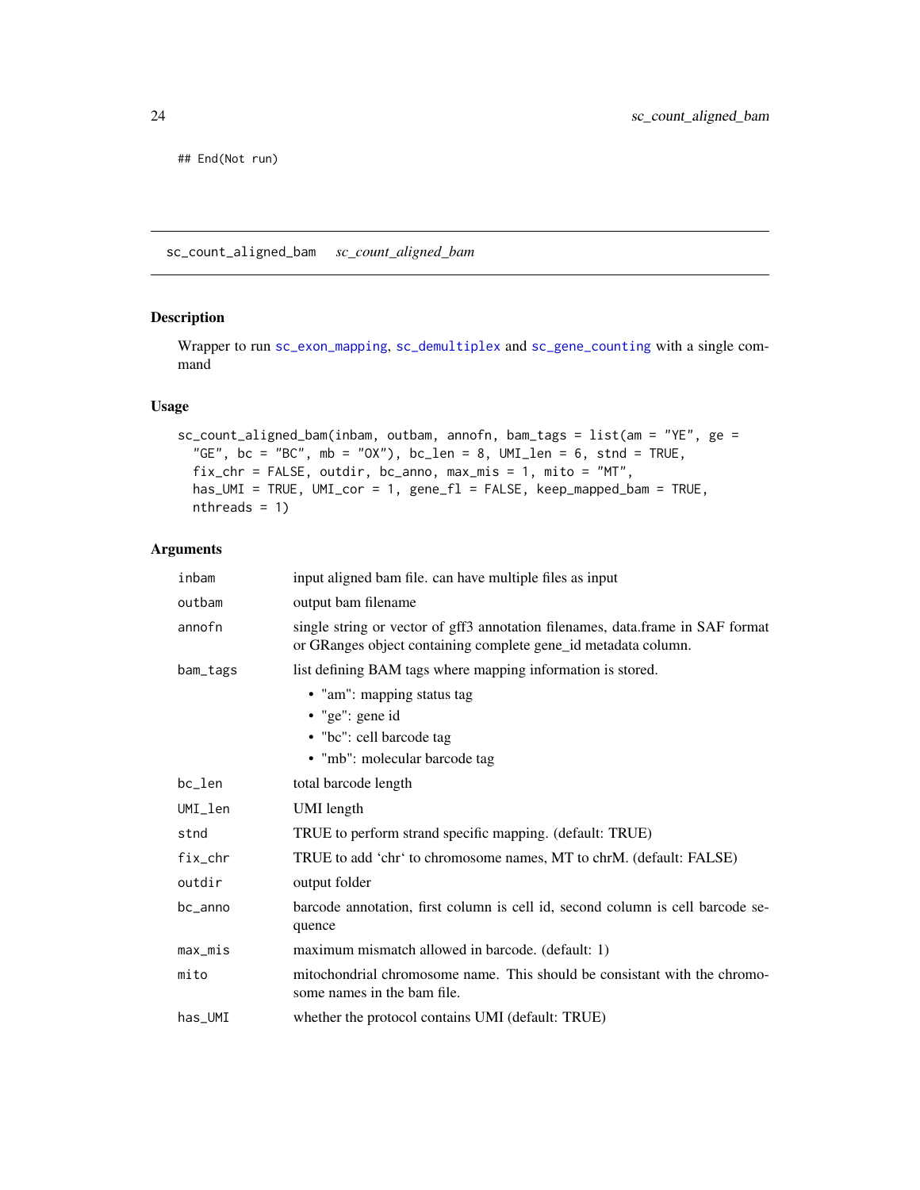```
## End(Not run)
```

---

## sc_count_aligned_bam    *sc_count_aligned_bam*

### Description

Wrapper to run `sc_exon_mapping`, `sc_demultiplex` and `sc_gene_counting` with a single command

### Usage

```
sc_count_aligned_bam(inbam, outbam, annofn, bam_tags = list(am = "YE", ge =
  "GE", bc = "BC", mb = "OX"), bc_len = 8, UMI_len = 6, stnd = TRUE,
  fix_chr = FALSE, outdir, bc_anno, max_mis = 1, mito = "MT",
  has_UMI = TRUE, UMI_cor = 1, gene_fl = FALSE, keep_mapped_bam = TRUE,
  nthreads = 1)
```

### Arguments

| | |
|---|---|
| `inbam` | input aligned bam file. can have multiple files as input |
| `outbam` | output bam filename |
| `annofn` | single string or vector of gff3 annotation filenames, data.frame in SAF format or GRanges object containing complete gene_id metadata column. |
| `bam_tags` | list defining BAM tags where mapping information is stored.<br>• "am": mapping status tag<br>• "ge": gene id<br>• "bc": cell barcode tag<br>• "mb": molecular barcode tag |
| `bc_len` | total barcode length |
| `UMI_len` | UMI length |
| `stnd` | TRUE to perform strand specific mapping. (default: TRUE) |
| `fix_chr` | TRUE to add 'chr' to chromosome names, MT to chrM. (default: FALSE) |
| `outdir` | output folder |
| `bc_anno` | barcode annotation, first column is cell id, second column is cell barcode sequence |
| `max_mis` | maximum mismatch allowed in barcode. (default: 1) |
| `mito` | mitochondrial chromosome name. This should be consistant with the chromosome names in the bam file. |
| `has_UMI` | whether the protocol contains UMI (default: TRUE) |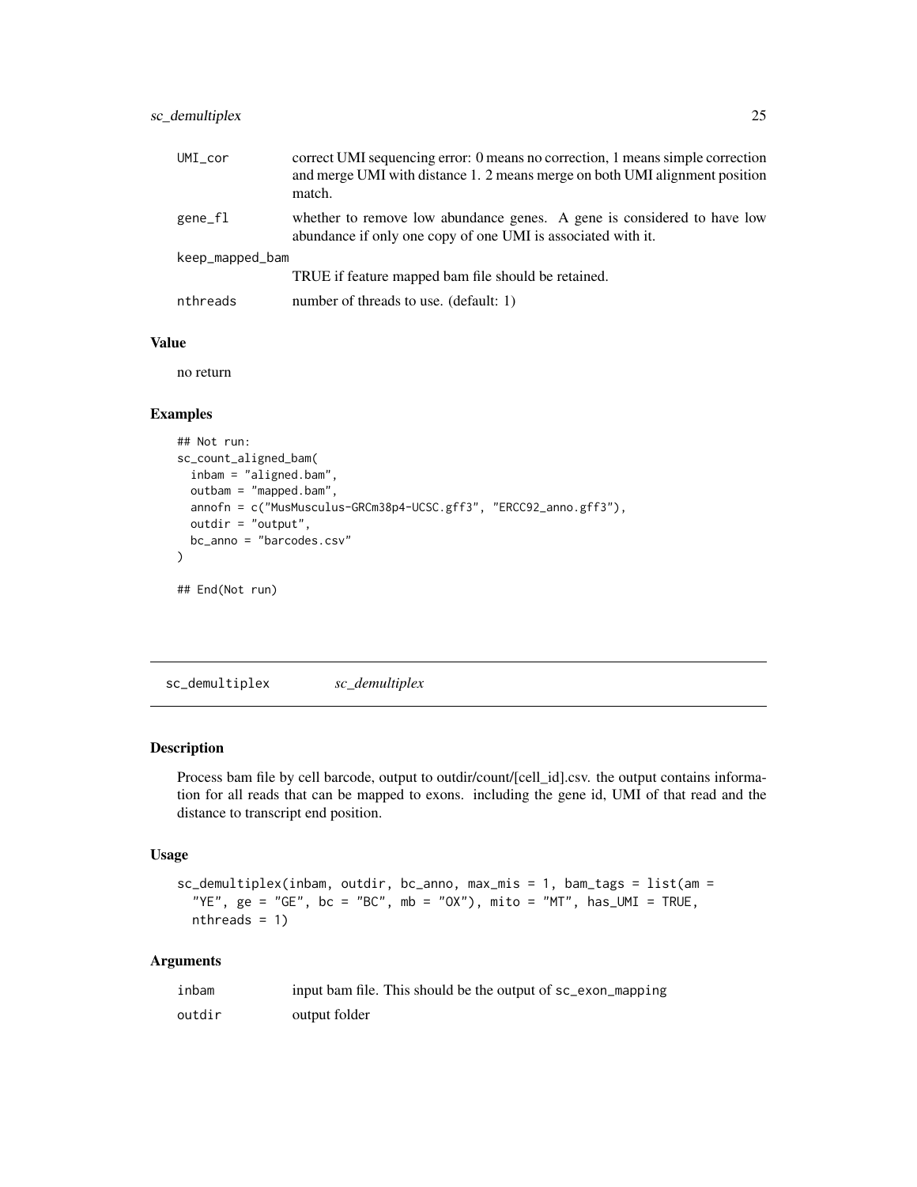| | |
|---|---|
| UMI_cor | correct UMI sequencing error: 0 means no correction, 1 means simple correction and merge UMI with distance 1. 2 means merge on both UMI alignment position match. |
| gene_fl | whether to remove low abundance genes. A gene is considered to have low abundance if only one copy of one UMI is associated with it. |
| keep_mapped_bam | TRUE if feature mapped bam file should be retained. |
| nthreads | number of threads to use. (default: 1) |

### Value

no return

### Examples

```
## Not run:
sc_count_aligned_bam(
  inbam = "aligned.bam",
  outbam = "mapped.bam",
  annofn = c("MusMusculus-GRCm38p4-UCSC.gff3", "ERCC92_anno.gff3"),
  outdir = "output",
  bc_anno = "barcodes.csv"
)

## End(Not run)
```

## sc_demultiplex    *sc_demultiplex*

### Description

Process bam file by cell barcode, output to outdir/count/[cell_id].csv. the output contains information for all reads that can be mapped to exons. including the gene id, UMI of that read and the distance to transcript end position.

### Usage

```
sc_demultiplex(inbam, outdir, bc_anno, max_mis = 1, bam_tags = list(am =
  "YE", ge = "GE", bc = "BC", mb = "OX"), mito = "MT", has_UMI = TRUE,
  nthreads = 1)
```

### Arguments

| | |
|---|---|
| inbam | input bam file. This should be the output of sc_exon_mapping |
| outdir | output folder |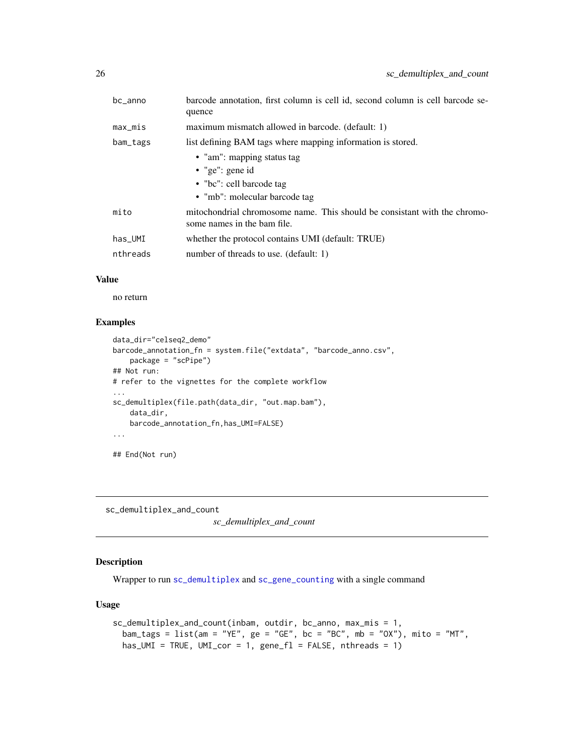| | |
|---|---|
| bc_anno | barcode annotation, first column is cell id, second column is cell barcode sequence |
| max_mis | maximum mismatch allowed in barcode. (default: 1) |
| bam_tags | list defining BAM tags where mapping information is stored. <br>• "am": mapping status tag <br>• "ge": gene id <br>• "bc": cell barcode tag <br>• "mb": molecular barcode tag |
| mito | mitochondrial chromosome name. This should be consistant with the chromosome names in the bam file. |
| has_UMI | whether the protocol contains UMI (default: TRUE) |
| nthreads | number of threads to use. (default: 1) |

### Value

no return

### Examples

```
data_dir="celseq2_demo"
barcode_annotation_fn = system.file("extdata", "barcode_anno.csv",
    package = "scPipe")
## Not run:
# refer to the vignettes for the complete workflow
...
sc_demultiplex(file.path(data_dir, "out.map.bam"),
    data_dir,
    barcode_annotation_fn,has_UMI=FALSE)
...

## End(Not run)
```

---

## sc_demultiplex_and_count

*sc_demultiplex_and_count*

---

### Description

Wrapper to run sc_demultiplex and sc_gene_counting with a single command

### Usage

```
sc_demultiplex_and_count(inbam, outdir, bc_anno, max_mis = 1,
  bam_tags = list(am = "YE", ge = "GE", bc = "BC", mb = "OX"), mito = "MT",
  has_UMI = TRUE, UMI_cor = 1, gene_fl = FALSE, nthreads = 1)
```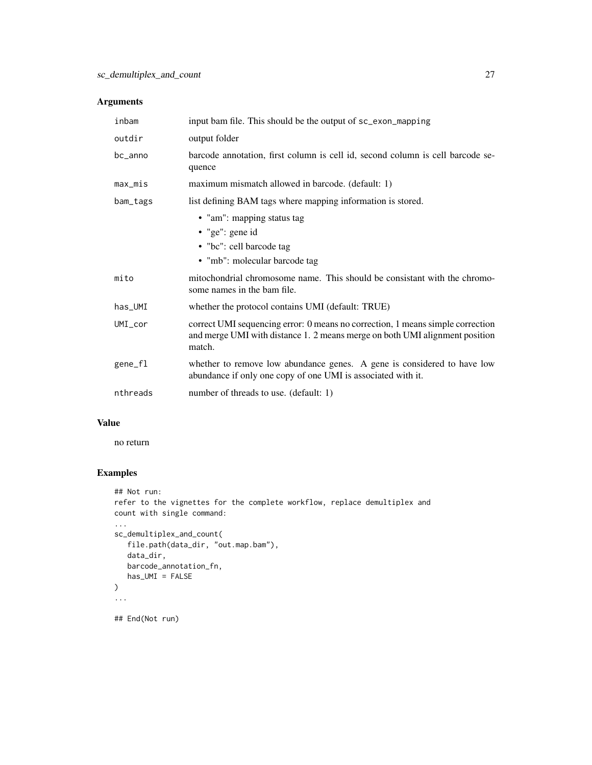## Arguments

| | |
|---|---|
| inbam | input bam file. This should be the output of sc_exon_mapping |
| outdir | output folder |
| bc_anno | barcode annotation, first column is cell id, second column is cell barcode sequence |
| max_mis | maximum mismatch allowed in barcode. (default: 1) |
| bam_tags | list defining BAM tags where mapping information is stored.<br>• "am": mapping status tag<br>• "ge": gene id<br>• "bc": cell barcode tag<br>• "mb": molecular barcode tag |
| mito | mitochondrial chromosome name. This should be consistant with the chromosome names in the bam file. |
| has_UMI | whether the protocol contains UMI (default: TRUE) |
| UMI_cor | correct UMI sequencing error: 0 means no correction, 1 means simple correction and merge UMI with distance 1. 2 means merge on both UMI alignment position match. |
| gene_fl | whether to remove low abundance genes. A gene is considered to have low abundance if only one copy of one UMI is associated with it. |
| nthreads | number of threads to use. (default: 1) |

## Value

no return

## Examples

```
## Not run:
refer to the vignettes for the complete workflow, replace demultiplex and
count with single command:
...
sc_demultiplex_and_count(
   file.path(data_dir, "out.map.bam"),
   data_dir,
   barcode_annotation_fn,
   has_UMI = FALSE
)
...

## End(Not run)
```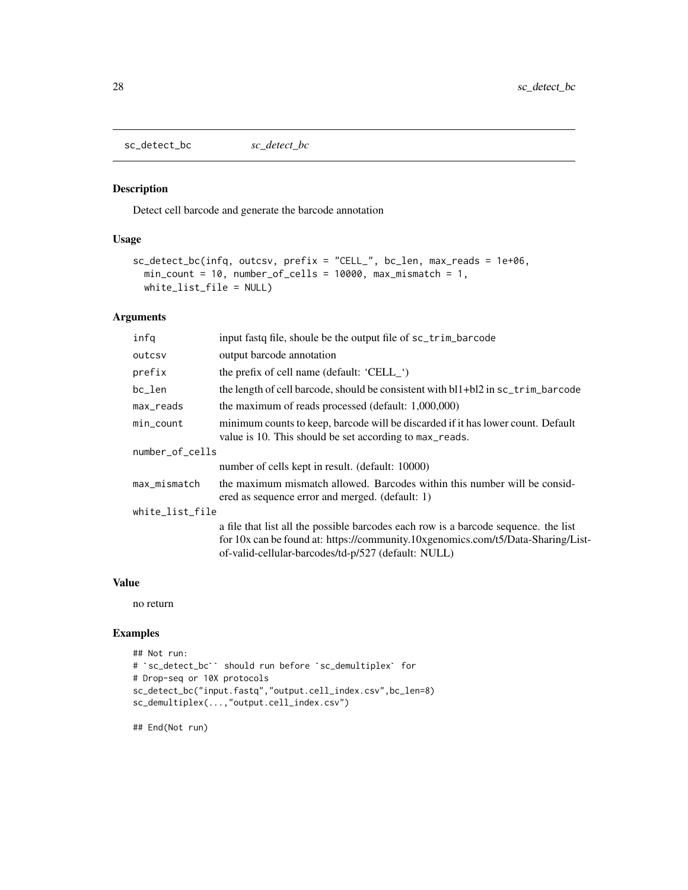sc_detect_bc    *sc_detect_bc*

## Description

Detect cell barcode and generate the barcode annotation

## Usage

```
sc_detect_bc(infq, outcsv, prefix = "CELL_", bc_len, max_reads = 1e+06,
  min_count = 10, number_of_cells = 10000, max_mismatch = 1,
  white_list_file = NULL)
```

## Arguments

| | |
|---|---|
| infq | input fastq file, shoule be the output file of sc_trim_barcode |
| outcsv | output barcode annotation |
| prefix | the prefix of cell name (default: 'CELL_') |
| bc_len | the length of cell barcode, should be consistent with bl1+bl2 in sc_trim_barcode |
| max_reads | the maximum of reads processed (default: 1,000,000) |
| min_count | minimum counts to keep, barcode will be discarded if it has lower count. Default value is 10. This should be set according to max_reads. |
| number_of_cells | number of cells kept in result. (default: 10000) |
| max_mismatch | the maximum mismatch allowed. Barcodes within this number will be considered as sequence error and merged. (default: 1) |
| white_list_file | a file that list all the possible barcodes each row is a barcode sequence. the list for 10x can be found at: https://community.10xgenomics.com/t5/Data-Sharing/List-of-valid-cellular-barcodes/td-p/527 (default: NULL) |

## Value

no return

## Examples

```
## Not run:
# `sc_detect_bc`` should run before `sc_demultiplex` for
# Drop-seq or 10X protocols
sc_detect_bc("input.fastq","output.cell_index.csv",bc_len=8)
sc_demultiplex(...,"output.cell_index.csv")

## End(Not run)
```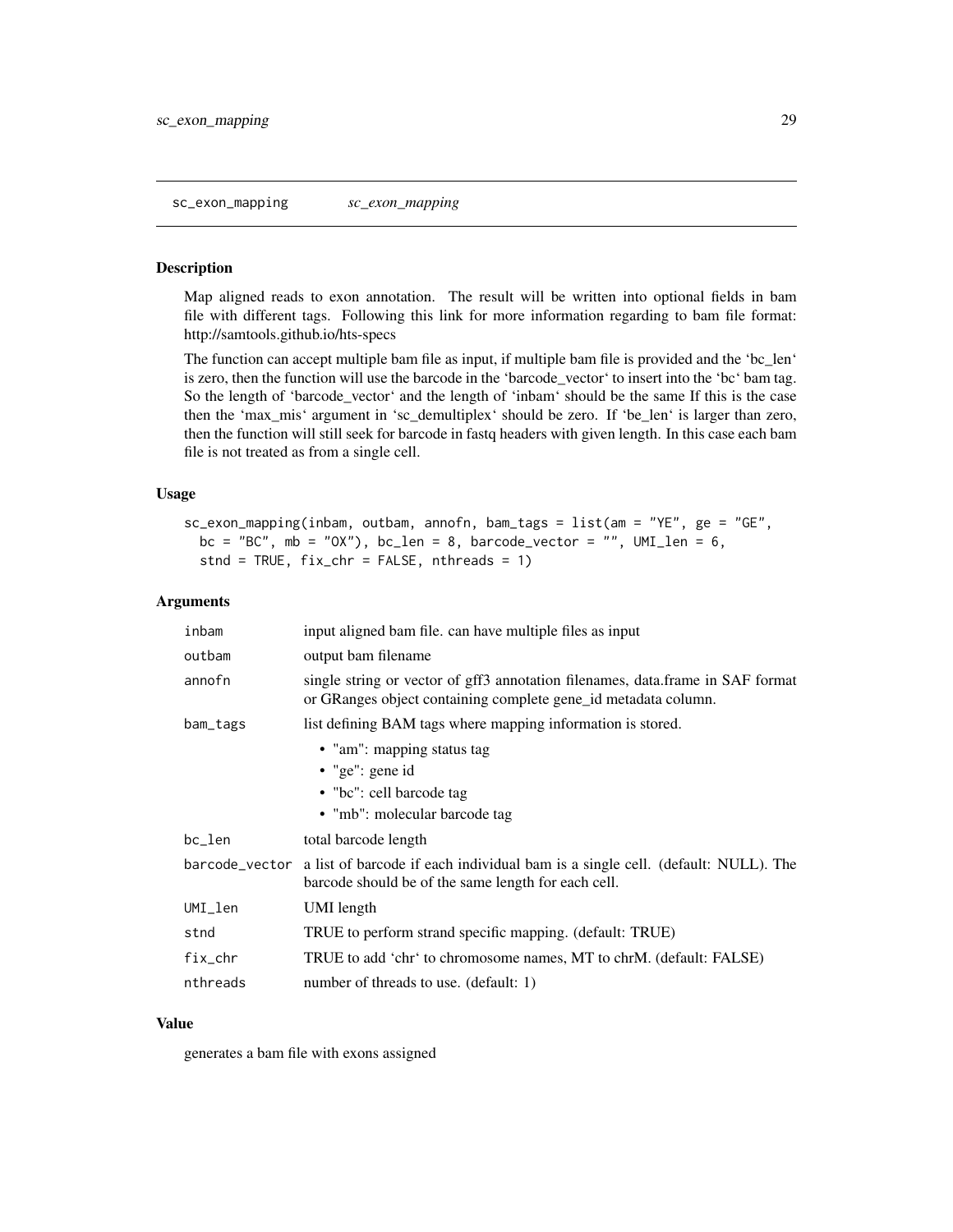## sc_exon_mapping *sc_exon_mapping*

### Description

Map aligned reads to exon annotation. The result will be written into optional fields in bam file with different tags. Following this link for more information regarding to bam file format: http://samtools.github.io/hts-specs

The function can accept multiple bam file as input, if multiple bam file is provided and the 'bc_len' is zero, then the function will use the barcode in the 'barcode_vector' to insert into the 'bc' bam tag. So the length of 'barcode_vector' and the length of 'inbam' should be the same If this is the case then the 'max_mis' argument in 'sc_demultiplex' should be zero. If 'be_len' is larger than zero, then the function will still seek for barcode in fastq headers with given length. In this case each bam file is not treated as from a single cell.

### Usage

```
sc_exon_mapping(inbam, outbam, annofn, bam_tags = list(am = "YE", ge = "GE",
  bc = "BC", mb = "OX"), bc_len = 8, barcode_vector = "", UMI_len = 6,
  stnd = TRUE, fix_chr = FALSE, nthreads = 1)
```

### Arguments

| | |
|---|---|
| inbam | input aligned bam file. can have multiple files as input |
| outbam | output bam filename |
| annofn | single string or vector of gff3 annotation filenames, data.frame in SAF format or GRanges object containing complete gene_id metadata column. |
| bam_tags | list defining BAM tags where mapping information is stored.<br>• "am": mapping status tag<br>• "ge": gene id<br>• "bc": cell barcode tag<br>• "mb": molecular barcode tag |
| bc_len | total barcode length |
| barcode_vector | a list of barcode if each individual bam is a single cell. (default: NULL). The barcode should be of the same length for each cell. |
| UMI_len | UMI length |
| stnd | TRUE to perform strand specific mapping. (default: TRUE) |
| fix_chr | TRUE to add 'chr' to chromosome names, MT to chrM. (default: FALSE) |
| nthreads | number of threads to use. (default: 1) |

### Value

generates a bam file with exons assigned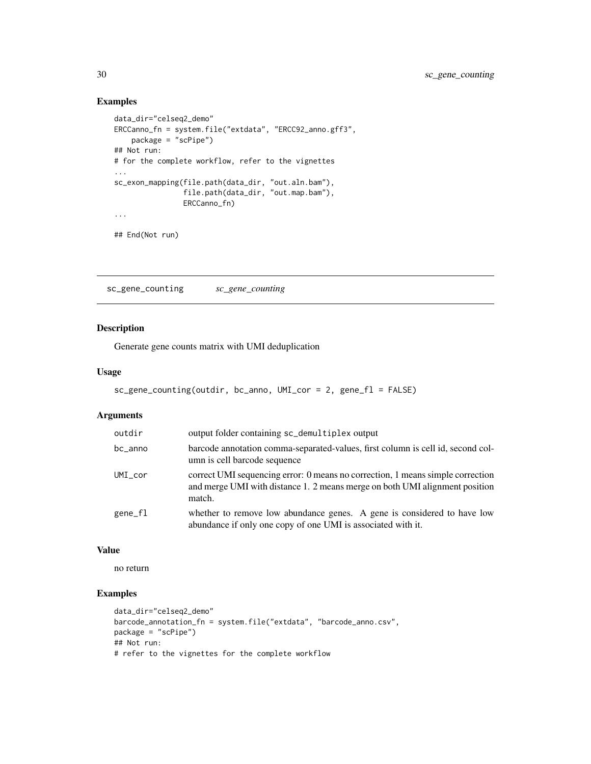## Examples

```
data_dir="celseq2_demo"
ERCCanno_fn = system.file("extdata", "ERCC92_anno.gff3",
    package = "scPipe")
## Not run:
# for the complete workflow, refer to the vignettes
...
sc_exon_mapping(file.path(data_dir, "out.aln.bam"),
                file.path(data_dir, "out.map.bam"),
                ERCCanno_fn)
...

## End(Not run)
```

---

# sc_gene_counting    *sc_gene_counting*

---

## Description

Generate gene counts matrix with UMI deduplication

## Usage

```
sc_gene_counting(outdir, bc_anno, UMI_cor = 2, gene_fl = FALSE)
```

## Arguments

| | |
|---|---|
| outdir | output folder containing sc_demultiplex output |
| bc_anno | barcode annotation comma-separated-values, first column is cell id, second column is cell barcode sequence |
| UMI_cor | correct UMI sequencing error: 0 means no correction, 1 means simple correction and merge UMI with distance 1. 2 means merge on both UMI alignment position match. |
| gene_fl | whether to remove low abundance genes. A gene is considered to have low abundance if only one copy of one UMI is associated with it. |

## Value

no return

## Examples

```
data_dir="celseq2_demo"
barcode_annotation_fn = system.file("extdata", "barcode_anno.csv",
package = "scPipe")
## Not run:
# refer to the vignettes for the complete workflow
```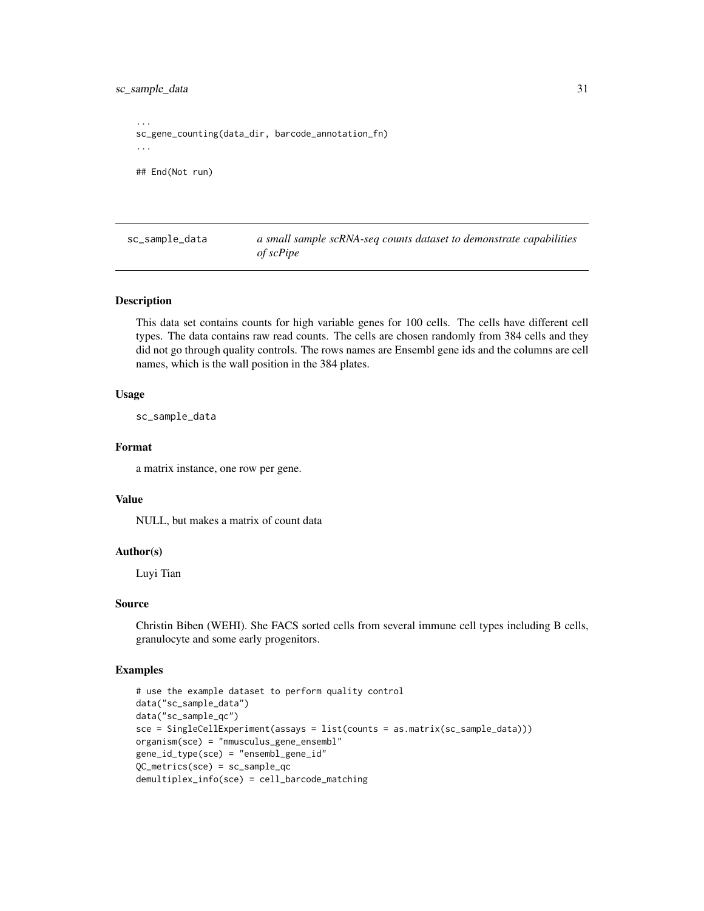```
...
sc_gene_counting(data_dir, barcode_annotation_fn)
...

## End(Not run)
```

## sc_sample_data *a small sample scRNA-seq counts dataset to demonstrate capabilities of scPipe*

### Description

This data set contains counts for high variable genes for 100 cells. The cells have different cell types. The data contains raw read counts. The cells are chosen randomly from 384 cells and they did not go through quality controls. The rows names are Ensembl gene ids and the columns are cell names, which is the wall position in the 384 plates.

### Usage

```
sc_sample_data
```

### Format

a matrix instance, one row per gene.

### Value

NULL, but makes a matrix of count data

### Author(s)

Luyi Tian

### Source

Christin Biben (WEHI). She FACS sorted cells from several immune cell types including B cells, granulocyte and some early progenitors.

### Examples

```
# use the example dataset to perform quality control
data("sc_sample_data")
data("sc_sample_qc")
sce = SingleCellExperiment(assays = list(counts = as.matrix(sc_sample_data)))
organism(sce) = "mmusculus_gene_ensembl"
gene_id_type(sce) = "ensembl_gene_id"
QC_metrics(sce) = sc_sample_qc
demultiplex_info(sce) = cell_barcode_matching
```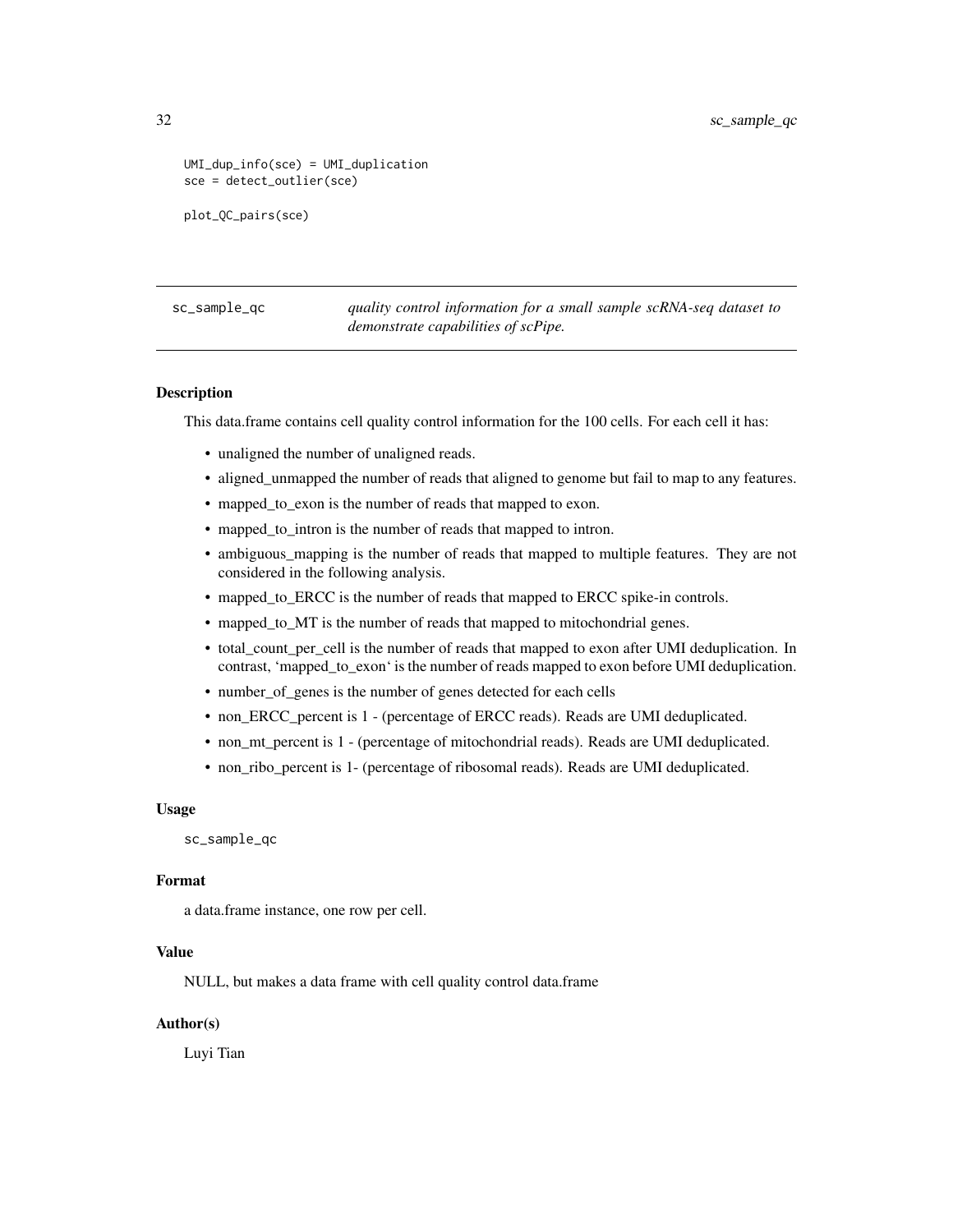```
UMI_dup_info(sce) = UMI_duplication
sce = detect_outlier(sce)

plot_QC_pairs(sce)
```

---

## sc_sample_qc

*quality control information for a small sample scRNA-seq dataset to demonstrate capabilities of scPipe.*

---

### Description

This data.frame contains cell quality control information for the 100 cells. For each cell it has:

- unaligned the number of unaligned reads.
- aligned_unmapped the number of reads that aligned to genome but fail to map to any features.
- mapped_to_exon is the number of reads that mapped to exon.
- mapped_to_intron is the number of reads that mapped to intron.
- ambiguous_mapping is the number of reads that mapped to multiple features. They are not considered in the following analysis.
- mapped_to_ERCC is the number of reads that mapped to ERCC spike-in controls.
- mapped_to_MT is the number of reads that mapped to mitochondrial genes.
- total_count_per_cell is the number of reads that mapped to exon after UMI deduplication. In contrast, 'mapped_to_exon' is the number of reads mapped to exon before UMI deduplication.
- number_of_genes is the number of genes detected for each cells
- non_ERCC_percent is 1 - (percentage of ERCC reads). Reads are UMI deduplicated.
- non_mt_percent is 1 - (percentage of mitochondrial reads). Reads are UMI deduplicated.
- non_ribo_percent is 1- (percentage of ribosomal reads). Reads are UMI deduplicated.

### Usage

```
sc_sample_qc
```

### Format

a data.frame instance, one row per cell.

### Value

NULL, but makes a data frame with cell quality control data.frame

### Author(s)

Luyi Tian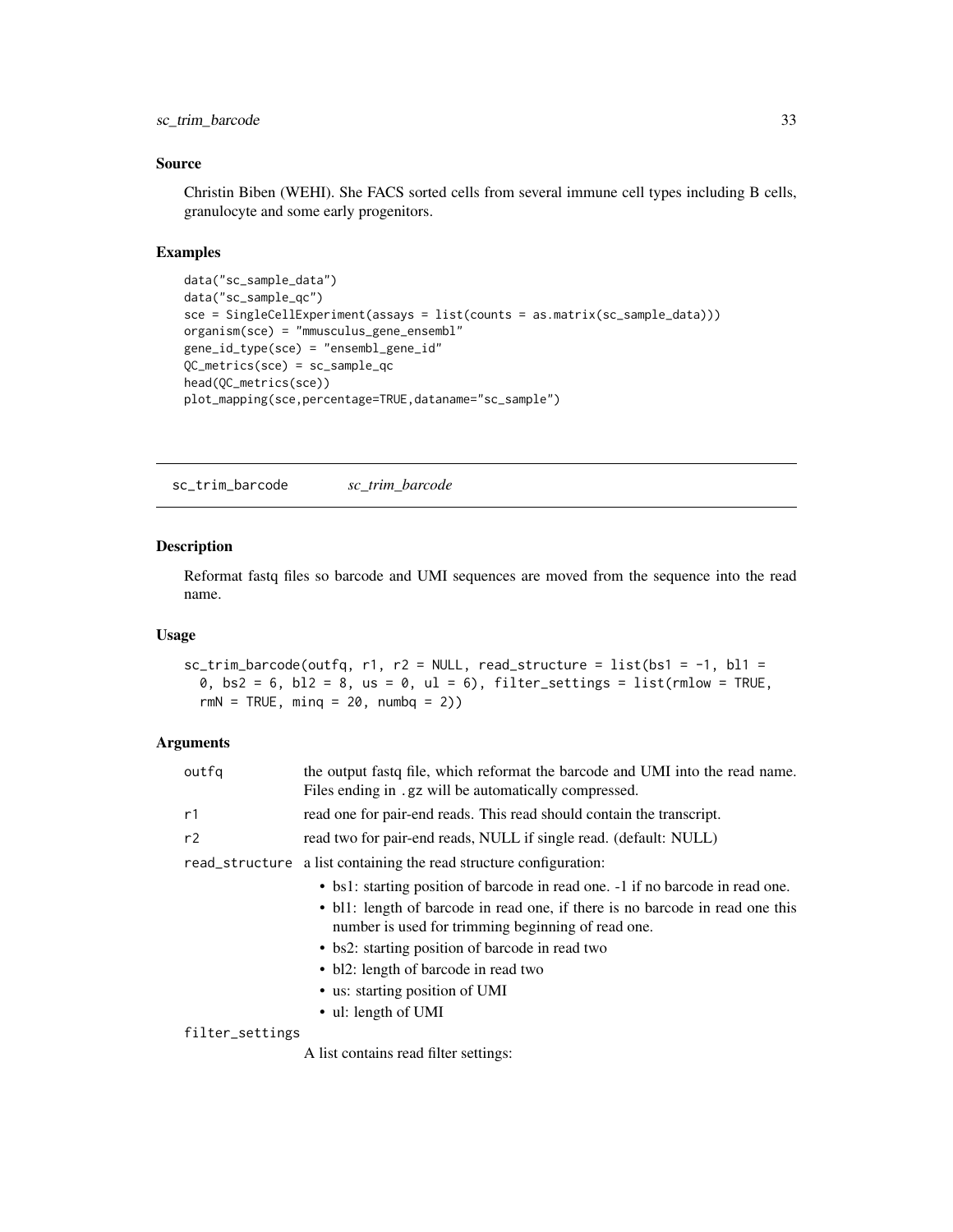## Source

Christin Biben (WEHI). She FACS sorted cells from several immune cell types including B cells, granulocyte and some early progenitors.

## Examples

```
data("sc_sample_data")
data("sc_sample_qc")
sce = SingleCellExperiment(assays = list(counts = as.matrix(sc_sample_data)))
organism(sce) = "mmusculus_gene_ensembl"
gene_id_type(sce) = "ensembl_gene_id"
QC_metrics(sce) = sc_sample_qc
head(QC_metrics(sce))
plot_mapping(sce,percentage=TRUE,dataname="sc_sample")
```

---

# sc_trim_barcode    *sc_trim_barcode*

## Description

Reformat fastq files so barcode and UMI sequences are moved from the sequence into the read name.

## Usage

```
sc_trim_barcode(outfq, r1, r2 = NULL, read_structure = list(bs1 = -1, bl1 =
  0, bs2 = 6, bl2 = 8, us = 0, ul = 6), filter_settings = list(rmlow = TRUE,
  rmN = TRUE, minq = 20, numbq = 2))
```

## Arguments

**outfq** the output fastq file, which reformat the barcode and UMI into the read name. Files ending in `.gz` will be automatically compressed.

**r1** read one for pair-end reads. This read should contain the transcript.

**r2** read two for pair-end reads, NULL if single read. (default: NULL)

**read_structure** a list containing the read structure configuration:

- bs1: starting position of barcode in read one. -1 if no barcode in read one.
- bl1: length of barcode in read one, if there is no barcode in read one this number is used for trimming beginning of read one.
- bs2: starting position of barcode in read two
- bl2: length of barcode in read two
- us: starting position of UMI
- ul: length of UMI

**filter_settings**

A list contains read filter settings: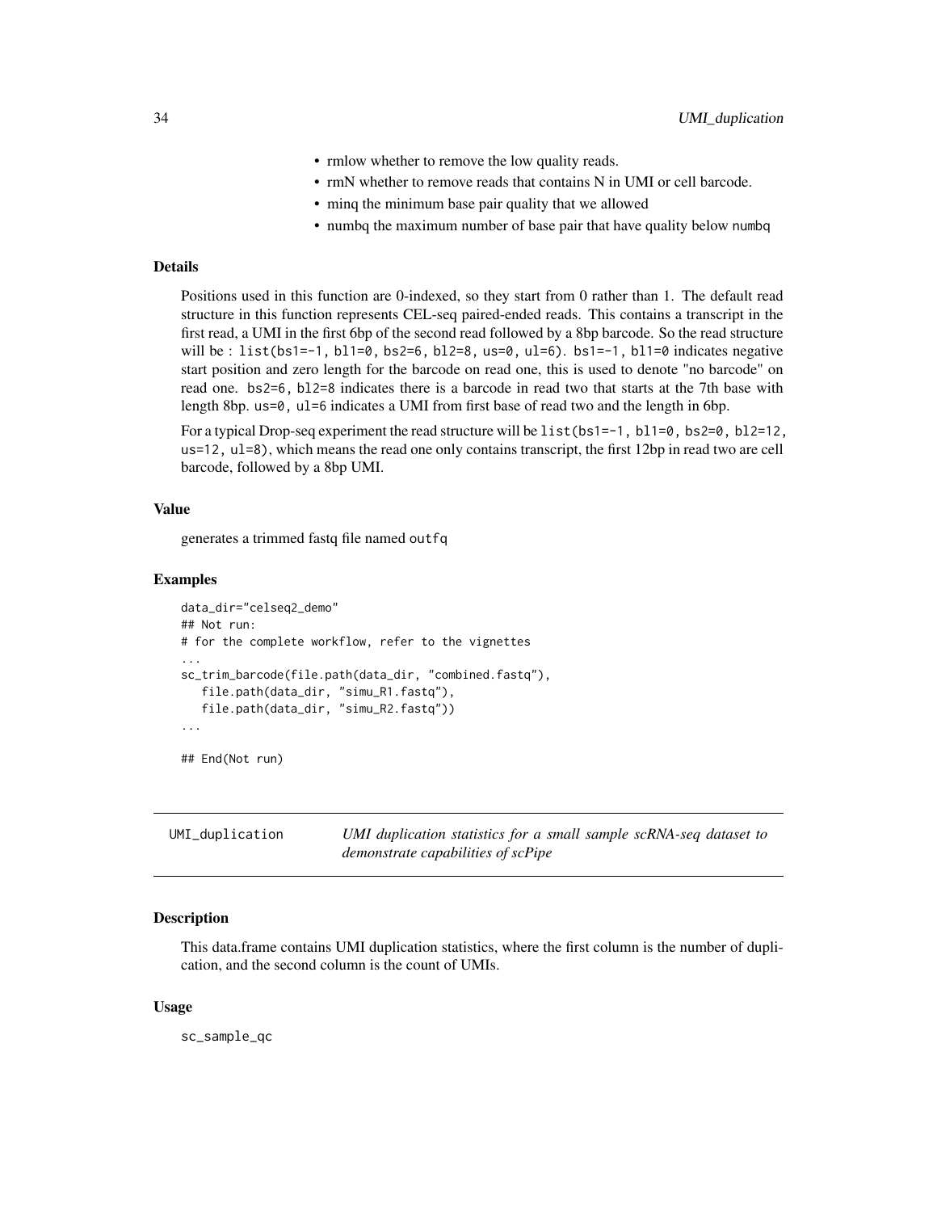- rmlow whether to remove the low quality reads.
- rmN whether to remove reads that contains N in UMI or cell barcode.
- minq the minimum base pair quality that we allowed
- numbq the maximum number of base pair that have quality below `numbq`

### Details

Positions used in this function are 0-indexed, so they start from 0 rather than 1. The default read structure in this function represents CEL-seq paired-ended reads. This contains a transcript in the first read, a UMI in the first 6bp of the second read followed by a 8bp barcode. So the read structure will be : `list(bs1=-1, bl1=0, bs2=6, bl2=8, us=0, ul=6)`. `bs1=-1, bl1=0` indicates negative start position and zero length for the barcode on read one, this is used to denote "no barcode" on read one. `bs2=6, bl2=8` indicates there is a barcode in read two that starts at the 7th base with length 8bp. `us=0, ul=6` indicates a UMI from first base of read two and the length in 6bp.

For a typical Drop-seq experiment the read structure will be `list(bs1=-1, bl1=0, bs2=0, bl2=12, us=12, ul=8)`, which means the read one only contains transcript, the first 12bp in read two are cell barcode, followed by a 8bp UMI.

### Value

generates a trimmed fastq file named `outfq`

### Examples

```
data_dir="celseq2_demo"
## Not run:
# for the complete workflow, refer to the vignettes
...
sc_trim_barcode(file.path(data_dir, "combined.fastq"),
   file.path(data_dir, "simu_R1.fastq"),
   file.path(data_dir, "simu_R2.fastq"))
...

## End(Not run)
```

---

## UMI_duplication

*UMI duplication statistics for a small sample scRNA-seq dataset to demonstrate capabilities of scPipe*

---

### Description

This data.frame contains UMI duplication statistics, where the first column is the number of duplication, and the second column is the count of UMIs.

### Usage

```
sc_sample_qc
```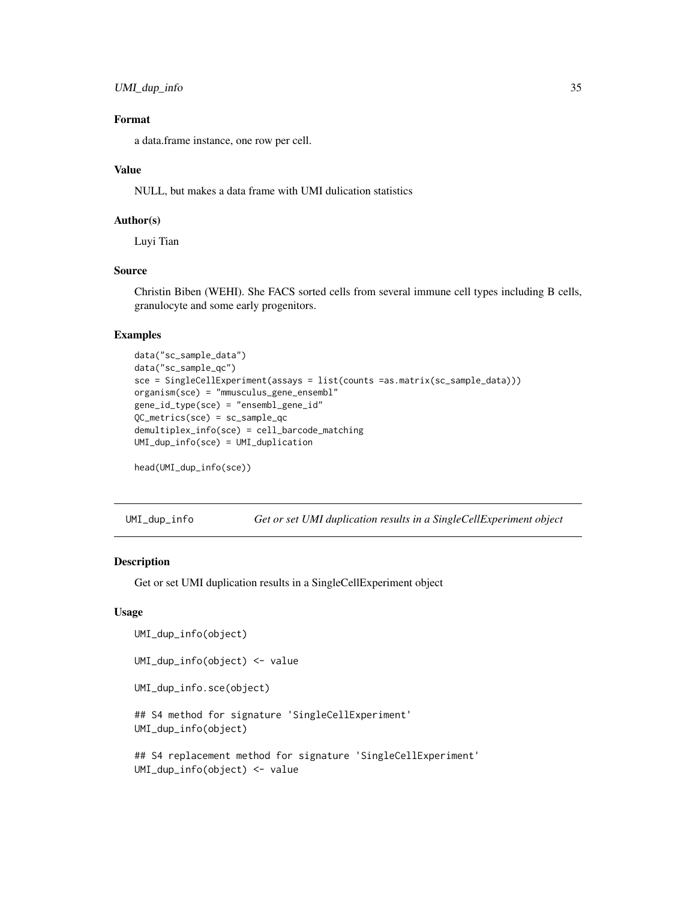### Format

a data.frame instance, one row per cell.

### Value

NULL, but makes a data frame with UMI dulication statistics

### Author(s)

Luyi Tian

### Source

Christin Biben (WEHI). She FACS sorted cells from several immune cell types including B cells, granulocyte and some early progenitors.

### Examples

```
data("sc_sample_data")
data("sc_sample_qc")
sce = SingleCellExperiment(assays = list(counts =as.matrix(sc_sample_data)))
organism(sce) = "mmusculus_gene_ensembl"
gene_id_type(sce) = "ensembl_gene_id"
QC_metrics(sce) = sc_sample_qc
demultiplex_info(sce) = cell_barcode_matching
UMI_dup_info(sce) = UMI_duplication

head(UMI_dup_info(sce))
```

---

## UMI_dup_info — *Get or set UMI duplication results in a SingleCellExperiment object*

### Description

Get or set UMI duplication results in a SingleCellExperiment object

### Usage

```
UMI_dup_info(object)

UMI_dup_info(object) <- value

UMI_dup_info.sce(object)

## S4 method for signature 'SingleCellExperiment'
UMI_dup_info(object)

## S4 replacement method for signature 'SingleCellExperiment'
UMI_dup_info(object) <- value
```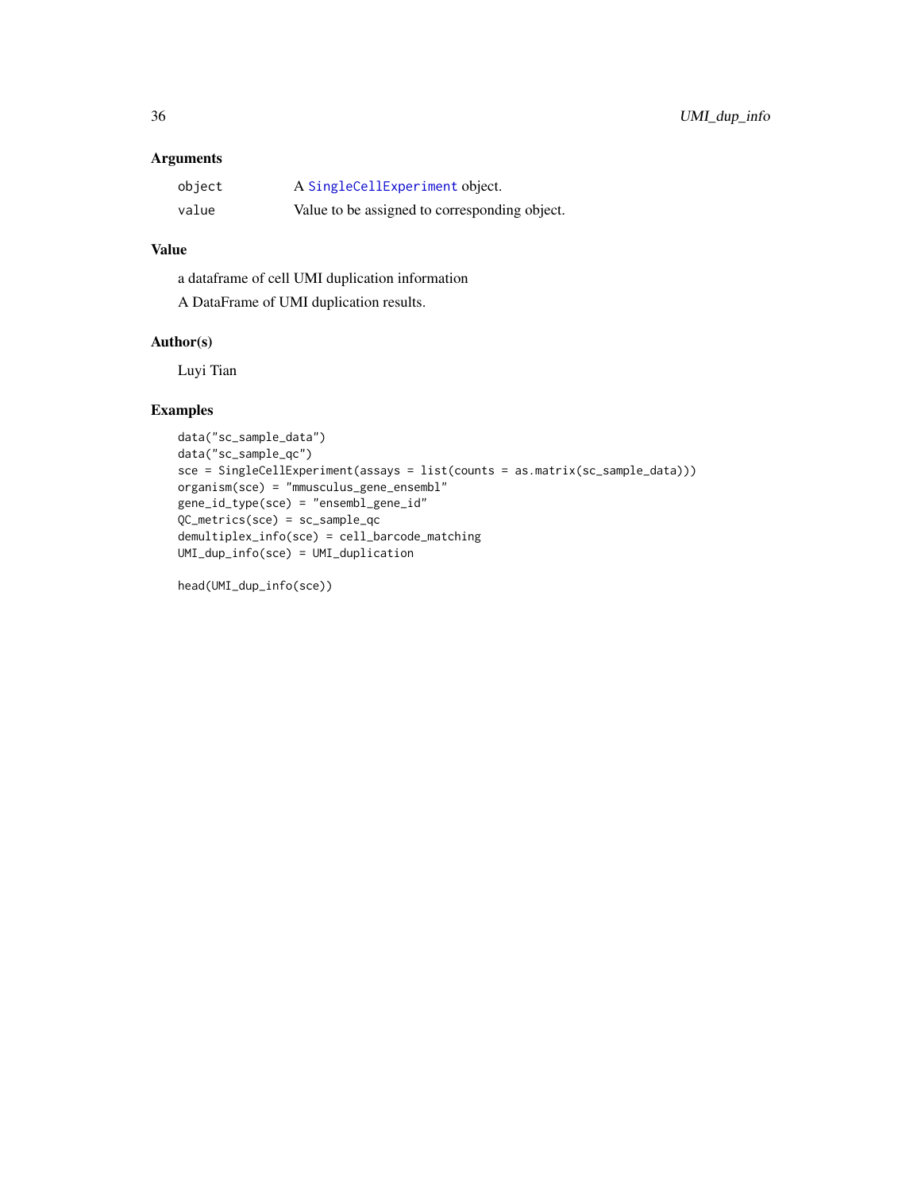## Arguments

| | |
|---|---|
| object | A SingleCellExperiment object. |
| value | Value to be assigned to corresponding object. |

## Value

a dataframe of cell UMI duplication information

A DataFrame of UMI duplication results.

## Author(s)

Luyi Tian

## Examples

```
data("sc_sample_data")
data("sc_sample_qc")
sce = SingleCellExperiment(assays = list(counts = as.matrix(sc_sample_data)))
organism(sce) = "mmusculus_gene_ensembl"
gene_id_type(sce) = "ensembl_gene_id"
QC_metrics(sce) = sc_sample_qc
demultiplex_info(sce) = cell_barcode_matching
UMI_dup_info(sce) = UMI_duplication

head(UMI_dup_info(sce))
```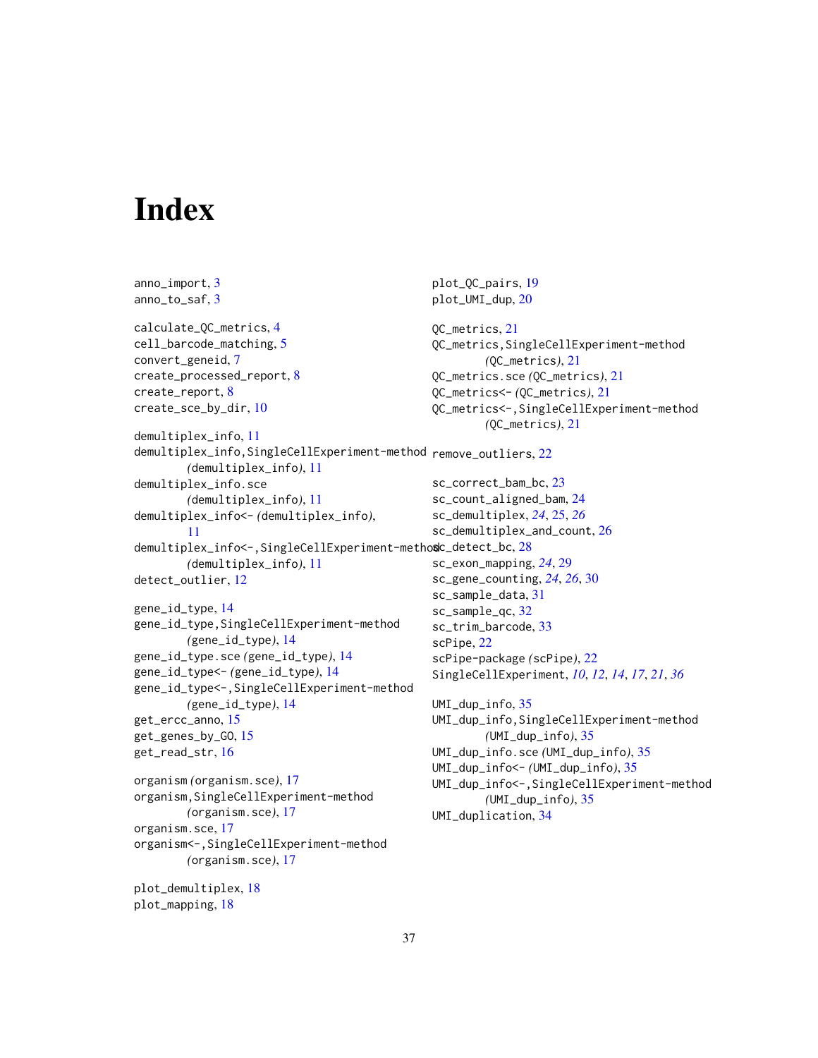# Index

anno_import, 3
anno_to_saf, 3

calculate_QC_metrics, 4
cell_barcode_matching, 5
convert_geneid, 7
create_processed_report, 8
create_report, 8
create_sce_by_dir, 10

demultiplex_info, 11
demultiplex_info,SingleCellExperiment-method *(demultiplex_info)*, 11
demultiplex_info.sce *(demultiplex_info)*, 11
demultiplex_info<- *(demultiplex_info)*, 11
demultiplex_info<-,SingleCellExperiment-method *(demultiplex_info)*, 11
detect_outlier, 12

gene_id_type, 14
gene_id_type,SingleCellExperiment-method *(gene_id_type)*, 14
gene_id_type.sce *(gene_id_type)*, 14
gene_id_type<- *(gene_id_type)*, 14
gene_id_type<-,SingleCellExperiment-method *(gene_id_type)*, 14
get_ercc_anno, 15
get_genes_by_GO, 15
get_read_str, 16

organism *(organism.sce)*, 17
organism,SingleCellExperiment-method *(organism.sce)*, 17
organism.sce, 17
organism<-,SingleCellExperiment-method *(organism.sce)*, 17

plot_demultiplex, 18
plot_mapping, 18
plot_QC_pairs, 19
plot_UMI_dup, 20

QC_metrics, 21
QC_metrics,SingleCellExperiment-method *(QC_metrics)*, 21
QC_metrics.sce *(QC_metrics)*, 21
QC_metrics<- *(QC_metrics)*, 21
QC_metrics<-,SingleCellExperiment-method *(QC_metrics)*, 21

remove_outliers, 22

sc_correct_bam_bc, 23
sc_count_aligned_bam, 24
sc_demultiplex, *24*, 25, *26*
sc_demultiplex_and_count, 26
sc_detect_bc, 28
sc_exon_mapping, *24*, 29
sc_gene_counting, *24*, *26*, 30
sc_sample_data, 31
sc_sample_qc, 32
sc_trim_barcode, 33
scPipe, 22
scPipe-package *(scPipe)*, 22
SingleCellExperiment, *10*, *12*, *14*, *17*, *21*, *36*

UMI_dup_info, 35
UMI_dup_info,SingleCellExperiment-method *(UMI_dup_info)*, 35
UMI_dup_info.sce *(UMI_dup_info)*, 35
UMI_dup_info<- *(UMI_dup_info)*, 35
UMI_dup_info<-,SingleCellExperiment-method *(UMI_dup_info)*, 35
UMI_duplication, 34